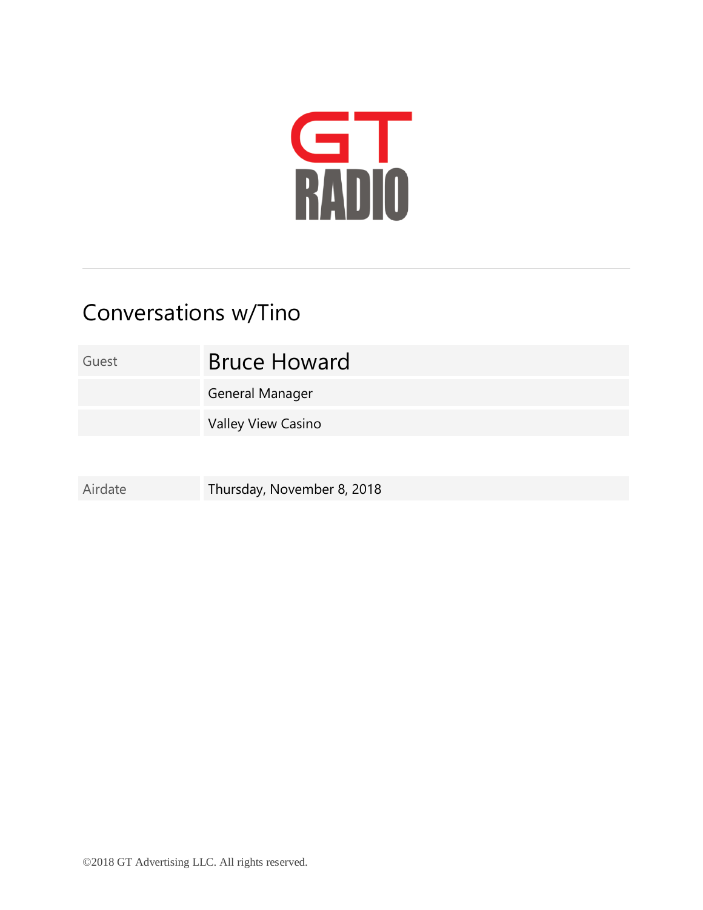GT RADIO

# Conversations w/Tino

| Guest | Bruce Howard |
|---|---|
| | General Manager |
| | Valley View Casino |

| Airdate | Thursday, November 8, 2018 |
|---|---|

©2018 GT Advertising LLC. All rights reserved.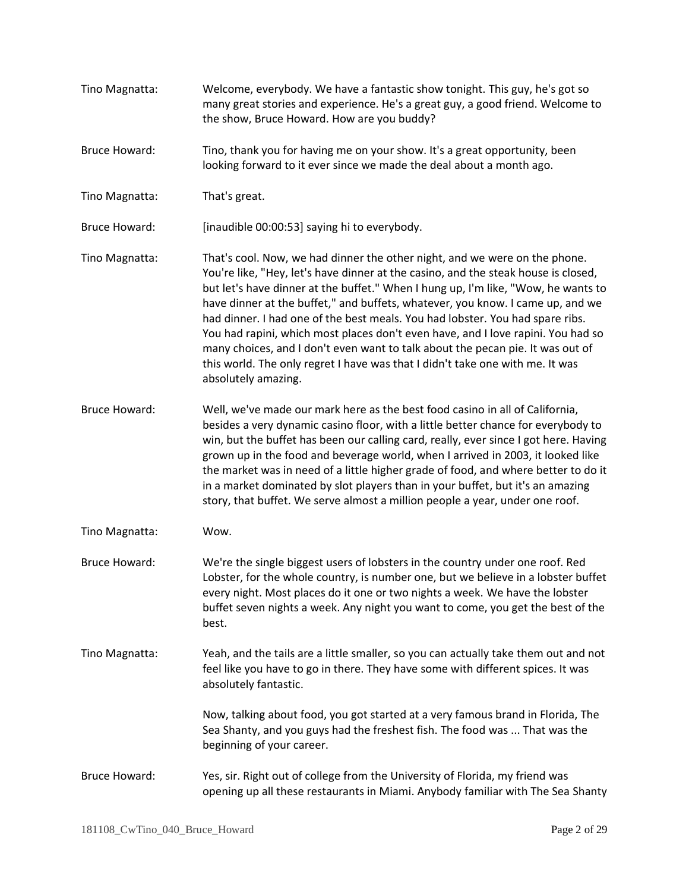**Tino Magnatta:** Welcome, everybody. We have a fantastic show tonight. This guy, he's got so many great stories and experience. He's a great guy, a good friend. Welcome to the show, Bruce Howard. How are you buddy?

**Bruce Howard:** Tino, thank you for having me on your show. It's a great opportunity, been looking forward to it ever since we made the deal about a month ago.

**Tino Magnatta:** That's great.

**Bruce Howard:** [inaudible 00:00:53] saying hi to everybody.

**Tino Magnatta:** That's cool. Now, we had dinner the other night, and we were on the phone. You're like, "Hey, let's have dinner at the casino, and the steak house is closed, but let's have dinner at the buffet." When I hung up, I'm like, "Wow, he wants to have dinner at the buffet," and buffets, whatever, you know. I came up, and we had dinner. I had one of the best meals. You had lobster. You had spare ribs. You had rapini, which most places don't even have, and I love rapini. You had so many choices, and I don't even want to talk about the pecan pie. It was out of this world. The only regret I have was that I didn't take one with me. It was absolutely amazing.

**Bruce Howard:** Well, we've made our mark here as the best food casino in all of California, besides a very dynamic casino floor, with a little better chance for everybody to win, but the buffet has been our calling card, really, ever since I got here. Having grown up in the food and beverage world, when I arrived in 2003, it looked like the market was in need of a little higher grade of food, and where better to do it in a market dominated by slot players than in your buffet, but it's an amazing story, that buffet. We serve almost a million people a year, under one roof.

**Tino Magnatta:** Wow.

**Bruce Howard:** We're the single biggest users of lobsters in the country under one roof. Red Lobster, for the whole country, is number one, but we believe in a lobster buffet every night. Most places do it one or two nights a week. We have the lobster buffet seven nights a week. Any night you want to come, you get the best of the best.

**Tino Magnatta:** Yeah, and the tails are a little smaller, so you can actually take them out and not feel like you have to go in there. They have some with different spices. It was absolutely fantastic.

Now, talking about food, you got started at a very famous brand in Florida, The Sea Shanty, and you guys had the freshest fish. The food was ... That was the beginning of your career.

**Bruce Howard:** Yes, sir. Right out of college from the University of Florida, my friend was opening up all these restaurants in Miami. Anybody familiar with The Sea Shanty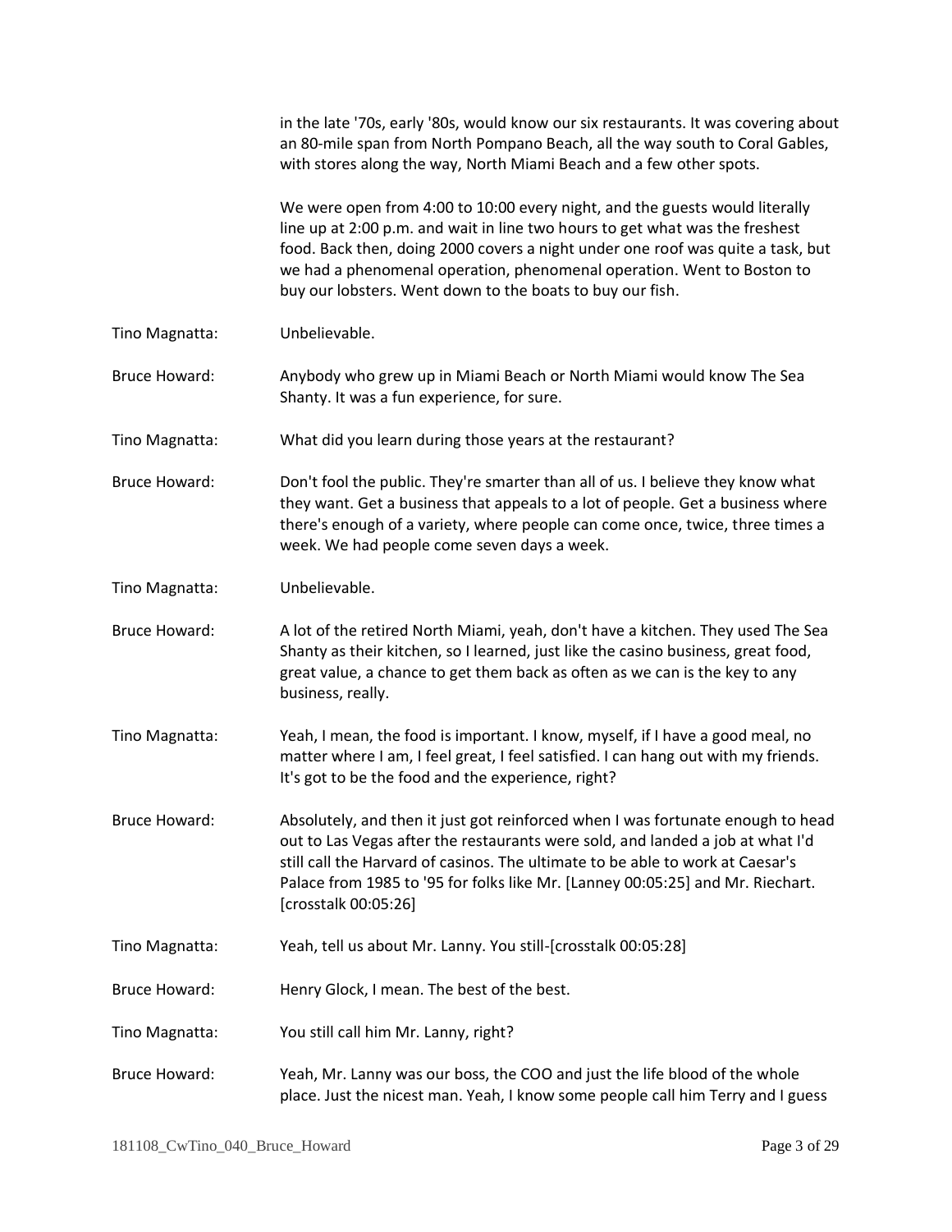in the late '70s, early '80s, would know our six restaurants. It was covering about an 80-mile span from North Pompano Beach, all the way south to Coral Gables, with stores along the way, North Miami Beach and a few other spots.

We were open from 4:00 to 10:00 every night, and the guests would literally line up at 2:00 p.m. and wait in line two hours to get what was the freshest food. Back then, doing 2000 covers a night under one roof was quite a task, but we had a phenomenal operation, phenomenal operation. Went to Boston to buy our lobsters. Went down to the boats to buy our fish.

Tino Magnatta: Unbelievable.

Bruce Howard: Anybody who grew up in Miami Beach or North Miami would know The Sea Shanty. It was a fun experience, for sure.

Tino Magnatta: What did you learn during those years at the restaurant?

Bruce Howard: Don't fool the public. They're smarter than all of us. I believe they know what they want. Get a business that appeals to a lot of people. Get a business where there's enough of a variety, where people can come once, twice, three times a week. We had people come seven days a week.

Tino Magnatta: Unbelievable.

Bruce Howard: A lot of the retired North Miami, yeah, don't have a kitchen. They used The Sea Shanty as their kitchen, so I learned, just like the casino business, great food, great value, a chance to get them back as often as we can is the key to any business, really.

Tino Magnatta: Yeah, I mean, the food is important. I know, myself, if I have a good meal, no matter where I am, I feel great, I feel satisfied. I can hang out with my friends. It's got to be the food and the experience, right?

Bruce Howard: Absolutely, and then it just got reinforced when I was fortunate enough to head out to Las Vegas after the restaurants were sold, and landed a job at what I'd still call the Harvard of casinos. The ultimate to be able to work at Caesar's Palace from 1985 to '95 for folks like Mr. [Lanney 00:05:25] and Mr. Riechart. [crosstalk 00:05:26]

Tino Magnatta: Yeah, tell us about Mr. Lanny. You still-[crosstalk 00:05:28]

Bruce Howard: Henry Glock, I mean. The best of the best.

Tino Magnatta: You still call him Mr. Lanny, right?

Bruce Howard: Yeah, Mr. Lanny was our boss, the COO and just the life blood of the whole place. Just the nicest man. Yeah, I know some people call him Terry and I guess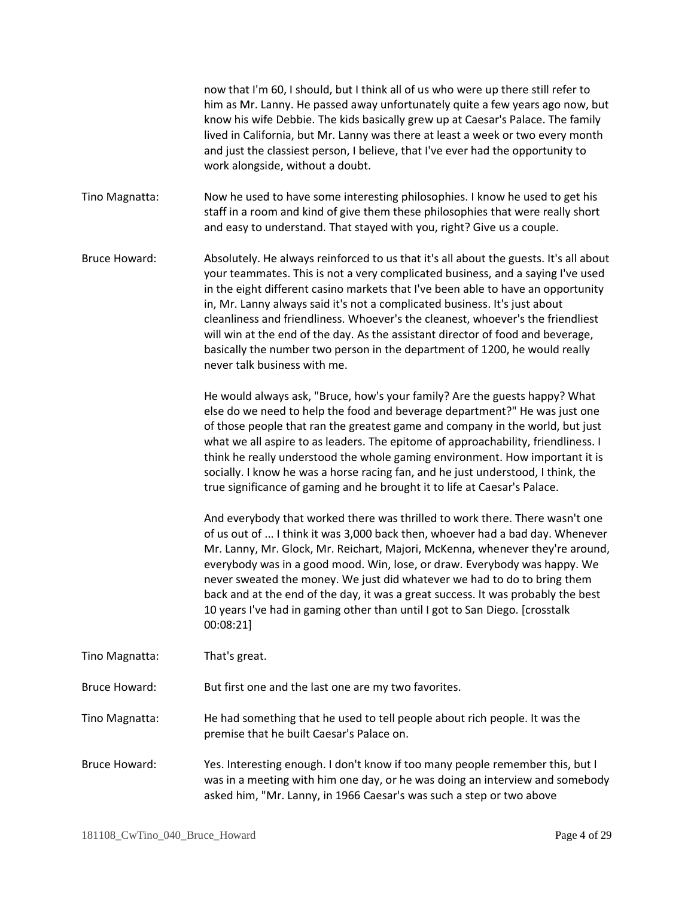now that I'm 60, I should, but I think all of us who were up there still refer to him as Mr. Lanny. He passed away unfortunately quite a few years ago now, but know his wife Debbie. The kids basically grew up at Caesar's Palace. The family lived in California, but Mr. Lanny was there at least a week or two every month and just the classiest person, I believe, that I've ever had the opportunity to work alongside, without a doubt.

Tino Magnatta: Now he used to have some interesting philosophies. I know he used to get his staff in a room and kind of give them these philosophies that were really short and easy to understand. That stayed with you, right? Give us a couple.

Bruce Howard: Absolutely. He always reinforced to us that it's all about the guests. It's all about your teammates. This is not a very complicated business, and a saying I've used in the eight different casino markets that I've been able to have an opportunity in, Mr. Lanny always said it's not a complicated business. It's just about cleanliness and friendliness. Whoever's the cleanest, whoever's the friendliest will win at the end of the day. As the assistant director of food and beverage, basically the number two person in the department of 1200, he would really never talk business with me.

He would always ask, "Bruce, how's your family? Are the guests happy? What else do we need to help the food and beverage department?" He was just one of those people that ran the greatest game and company in the world, but just what we all aspire to as leaders. The epitome of approachability, friendliness. I think he really understood the whole gaming environment. How important it is socially. I know he was a horse racing fan, and he just understood, I think, the true significance of gaming and he brought it to life at Caesar's Palace.

And everybody that worked there was thrilled to work there. There wasn't one of us out of ... I think it was 3,000 back then, whoever had a bad day. Whenever Mr. Lanny, Mr. Glock, Mr. Reichart, Majori, McKenna, whenever they're around, everybody was in a good mood. Win, lose, or draw. Everybody was happy. We never sweated the money. We just did whatever we had to do to bring them back and at the end of the day, it was a great success. It was probably the best 10 years I've had in gaming other than until I got to San Diego. [crosstalk 00:08:21]

Tino Magnatta: That's great.

Bruce Howard: But first one and the last one are my two favorites.

Tino Magnatta: He had something that he used to tell people about rich people. It was the premise that he built Caesar's Palace on.

Bruce Howard: Yes. Interesting enough. I don't know if too many people remember this, but I was in a meeting with him one day, or he was doing an interview and somebody asked him, "Mr. Lanny, in 1966 Caesar's was such a step or two above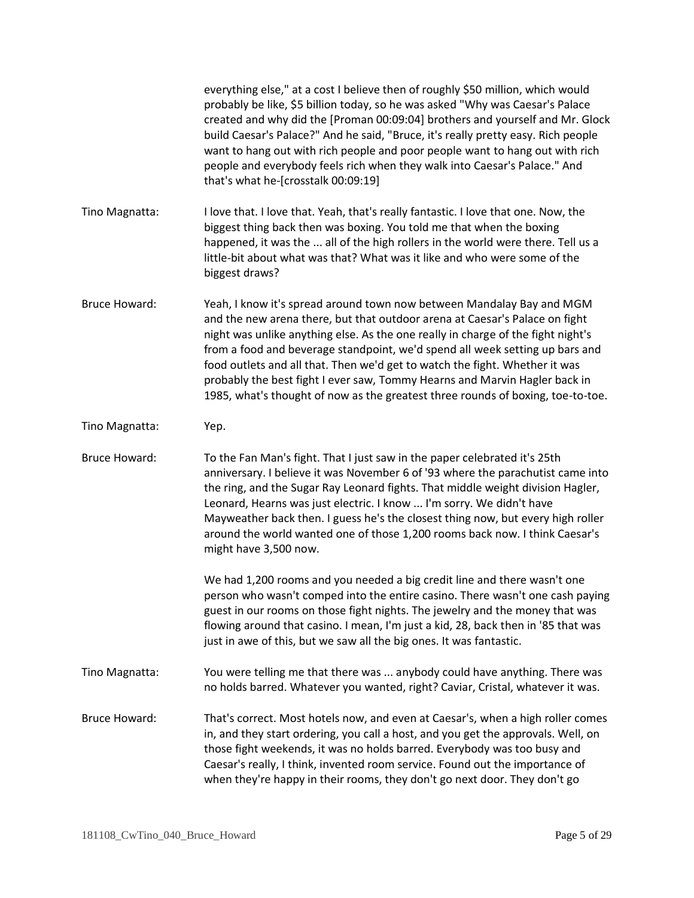everything else," at a cost I believe then of roughly $50 million, which would probably be like, $5 billion today, so he was asked "Why was Caesar's Palace created and why did the [Proman 00:09:04] brothers and yourself and Mr. Glock build Caesar's Palace?" And he said, "Bruce, it's really pretty easy. Rich people want to hang out with rich people and poor people want to hang out with rich people and everybody feels rich when they walk into Caesar's Palace." And that's what he-[crosstalk 00:09:19]

Tino Magnatta: I love that. I love that. Yeah, that's really fantastic. I love that one. Now, the biggest thing back then was boxing. You told me that when the boxing happened, it was the ... all of the high rollers in the world were there. Tell us a little-bit about what was that? What was it like and who were some of the biggest draws?

Bruce Howard: Yeah, I know it's spread around town now between Mandalay Bay and MGM and the new arena there, but that outdoor arena at Caesar's Palace on fight night was unlike anything else. As the one really in charge of the fight night's from a food and beverage standpoint, we'd spend all week setting up bars and food outlets and all that. Then we'd get to watch the fight. Whether it was probably the best fight I ever saw, Tommy Hearns and Marvin Hagler back in 1985, what's thought of now as the greatest three rounds of boxing, toe-to-toe.

Tino Magnatta: Yep.

Bruce Howard: To the Fan Man's fight. That I just saw in the paper celebrated it's 25th anniversary. I believe it was November 6 of '93 where the parachutist came into the ring, and the Sugar Ray Leonard fights. That middle weight division Hagler, Leonard, Hearns was just electric. I know ... I'm sorry. We didn't have Mayweather back then. I guess he's the closest thing now, but every high roller around the world wanted one of those 1,200 rooms back now. I think Caesar's might have 3,500 now.

We had 1,200 rooms and you needed a big credit line and there wasn't one person who wasn't comped into the entire casino. There wasn't one cash paying guest in our rooms on those fight nights. The jewelry and the money that was flowing around that casino. I mean, I'm just a kid, 28, back then in '85 that was just in awe of this, but we saw all the big ones. It was fantastic.

Tino Magnatta: You were telling me that there was ... anybody could have anything. There was no holds barred. Whatever you wanted, right? Caviar, Cristal, whatever it was.

Bruce Howard: That's correct. Most hotels now, and even at Caesar's, when a high roller comes in, and they start ordering, you call a host, and you get the approvals. Well, on those fight weekends, it was no holds barred. Everybody was too busy and Caesar's really, I think, invented room service. Found out the importance of when they're happy in their rooms, they don't go next door. They don't go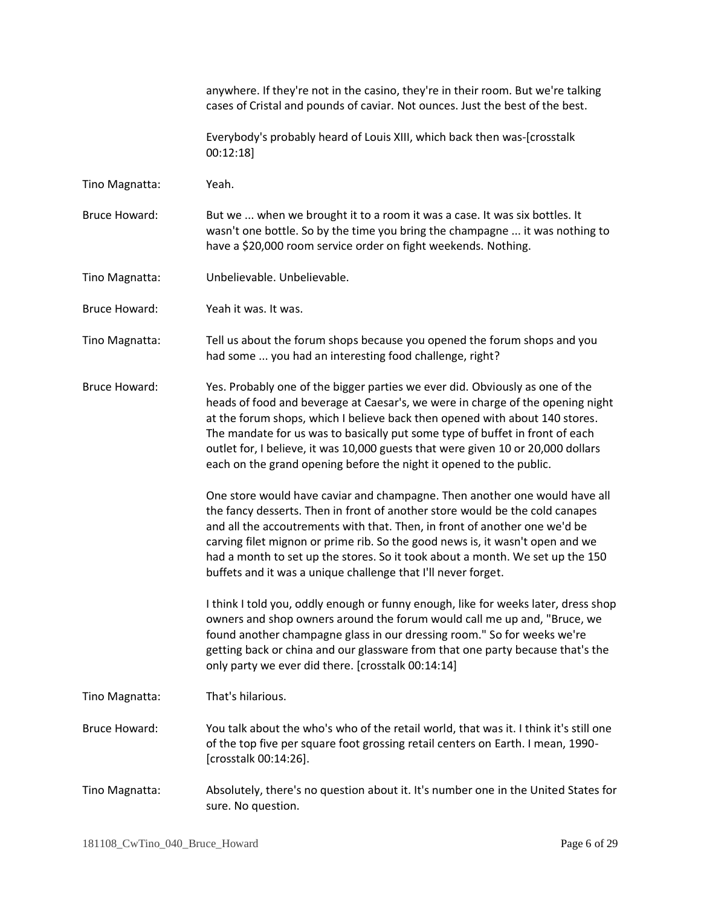anywhere. If they're not in the casino, they're in their room. But we're talking cases of Cristal and pounds of caviar. Not ounces. Just the best of the best.

Everybody's probably heard of Louis XIII, which back then was-[crosstalk 00:12:18]

Tino Magnatta: Yeah.

Bruce Howard: But we ... when we brought it to a room it was a case. It was six bottles. It wasn't one bottle. So by the time you bring the champagne ... it was nothing to have a $20,000 room service order on fight weekends. Nothing.

Tino Magnatta: Unbelievable. Unbelievable.

Bruce Howard: Yeah it was. It was.

Tino Magnatta: Tell us about the forum shops because you opened the forum shops and you had some ... you had an interesting food challenge, right?

Bruce Howard: Yes. Probably one of the bigger parties we ever did. Obviously as one of the heads of food and beverage at Caesar's, we were in charge of the opening night at the forum shops, which I believe back then opened with about 140 stores. The mandate for us was to basically put some type of buffet in front of each outlet for, I believe, it was 10,000 guests that were given 10 or 20,000 dollars each on the grand opening before the night it opened to the public.

One store would have caviar and champagne. Then another one would have all the fancy desserts. Then in front of another store would be the cold canapes and all the accoutrements with that. Then, in front of another one we'd be carving filet mignon or prime rib. So the good news is, it wasn't open and we had a month to set up the stores. So it took about a month. We set up the 150 buffets and it was a unique challenge that I'll never forget.

I think I told you, oddly enough or funny enough, like for weeks later, dress shop owners and shop owners around the forum would call me up and, "Bruce, we found another champagne glass in our dressing room." So for weeks we're getting back or china and our glassware from that one party because that's the only party we ever did there. [crosstalk 00:14:14]

Tino Magnatta: That's hilarious.

Bruce Howard: You talk about the who's who of the retail world, that was it. I think it's still one of the top five per square foot grossing retail centers on Earth. I mean, 1990-[crosstalk 00:14:26].

Tino Magnatta: Absolutely, there's no question about it. It's number one in the United States for sure. No question.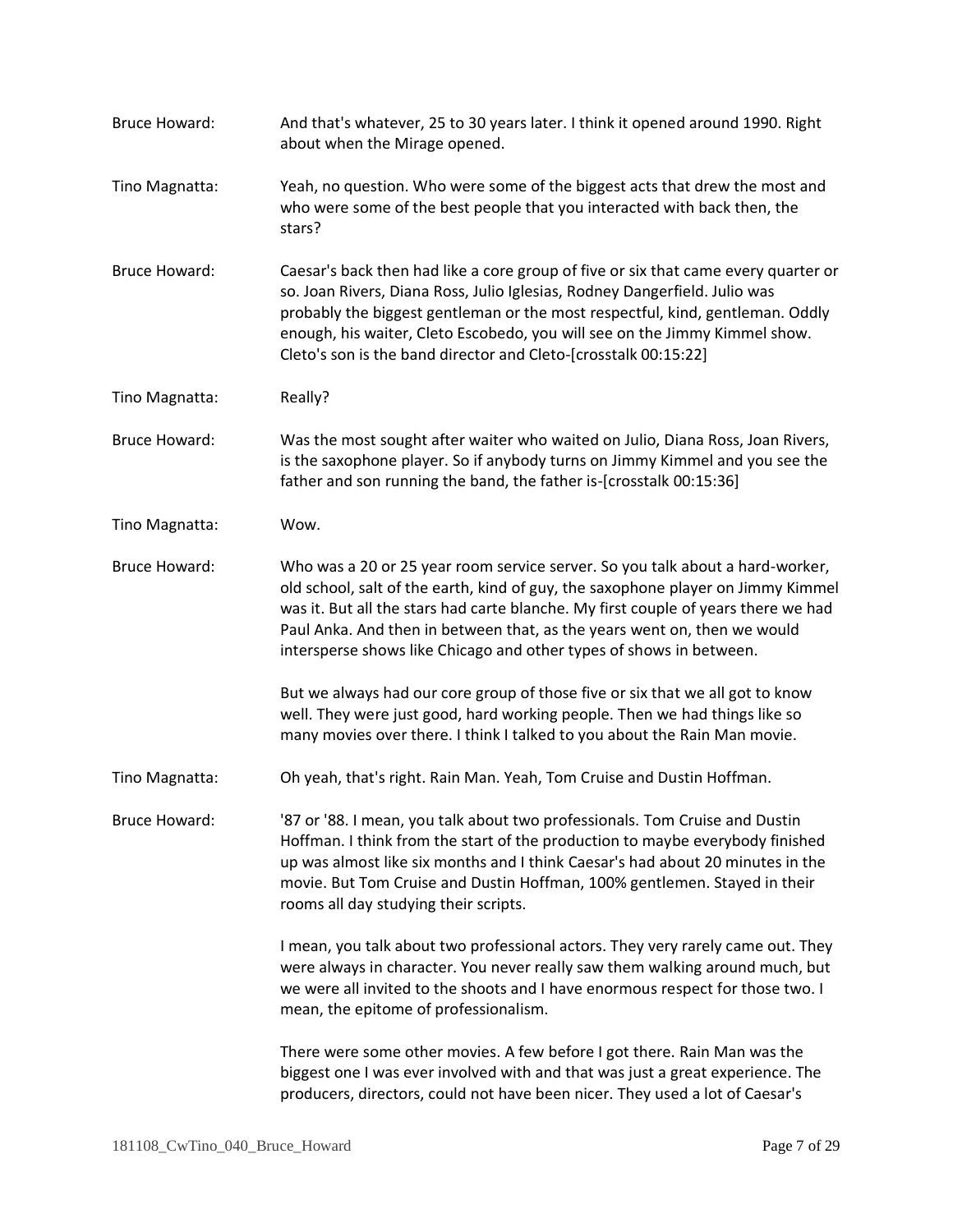**Bruce Howard:** And that's whatever, 25 to 30 years later. I think it opened around 1990. Right about when the Mirage opened.

**Tino Magnatta:** Yeah, no question. Who were some of the biggest acts that drew the most and who were some of the best people that you interacted with back then, the stars?

**Bruce Howard:** Caesar's back then had like a core group of five or six that came every quarter or so. Joan Rivers, Diana Ross, Julio Iglesias, Rodney Dangerfield. Julio was probably the biggest gentleman or the most respectful, kind, gentleman. Oddly enough, his waiter, Cleto Escobedo, you will see on the Jimmy Kimmel show. Cleto's son is the band director and Cleto-[crosstalk 00:15:22]

**Tino Magnatta:** Really?

**Bruce Howard:** Was the most sought after waiter who waited on Julio, Diana Ross, Joan Rivers, is the saxophone player. So if anybody turns on Jimmy Kimmel and you see the father and son running the band, the father is-[crosstalk 00:15:36]

**Tino Magnatta:** Wow.

**Bruce Howard:** Who was a 20 or 25 year room service server. So you talk about a hard-worker, old school, salt of the earth, kind of guy, the saxophone player on Jimmy Kimmel was it. But all the stars had carte blanche. My first couple of years there we had Paul Anka. And then in between that, as the years went on, then we would intersperse shows like Chicago and other types of shows in between.

But we always had our core group of those five or six that we all got to know well. They were just good, hard working people. Then we had things like so many movies over there. I think I talked to you about the Rain Man movie.

**Tino Magnatta:** Oh yeah, that's right. Rain Man. Yeah, Tom Cruise and Dustin Hoffman.

**Bruce Howard:** '87 or '88. I mean, you talk about two professionals. Tom Cruise and Dustin Hoffman. I think from the start of the production to maybe everybody finished up was almost like six months and I think Caesar's had about 20 minutes in the movie. But Tom Cruise and Dustin Hoffman, 100% gentlemen. Stayed in their rooms all day studying their scripts.

I mean, you talk about two professional actors. They very rarely came out. They were always in character. You never really saw them walking around much, but we were all invited to the shoots and I have enormous respect for those two. I mean, the epitome of professionalism.

There were some other movies. A few before I got there. Rain Man was the biggest one I was ever involved with and that was just a great experience. The producers, directors, could not have been nicer. They used a lot of Caesar's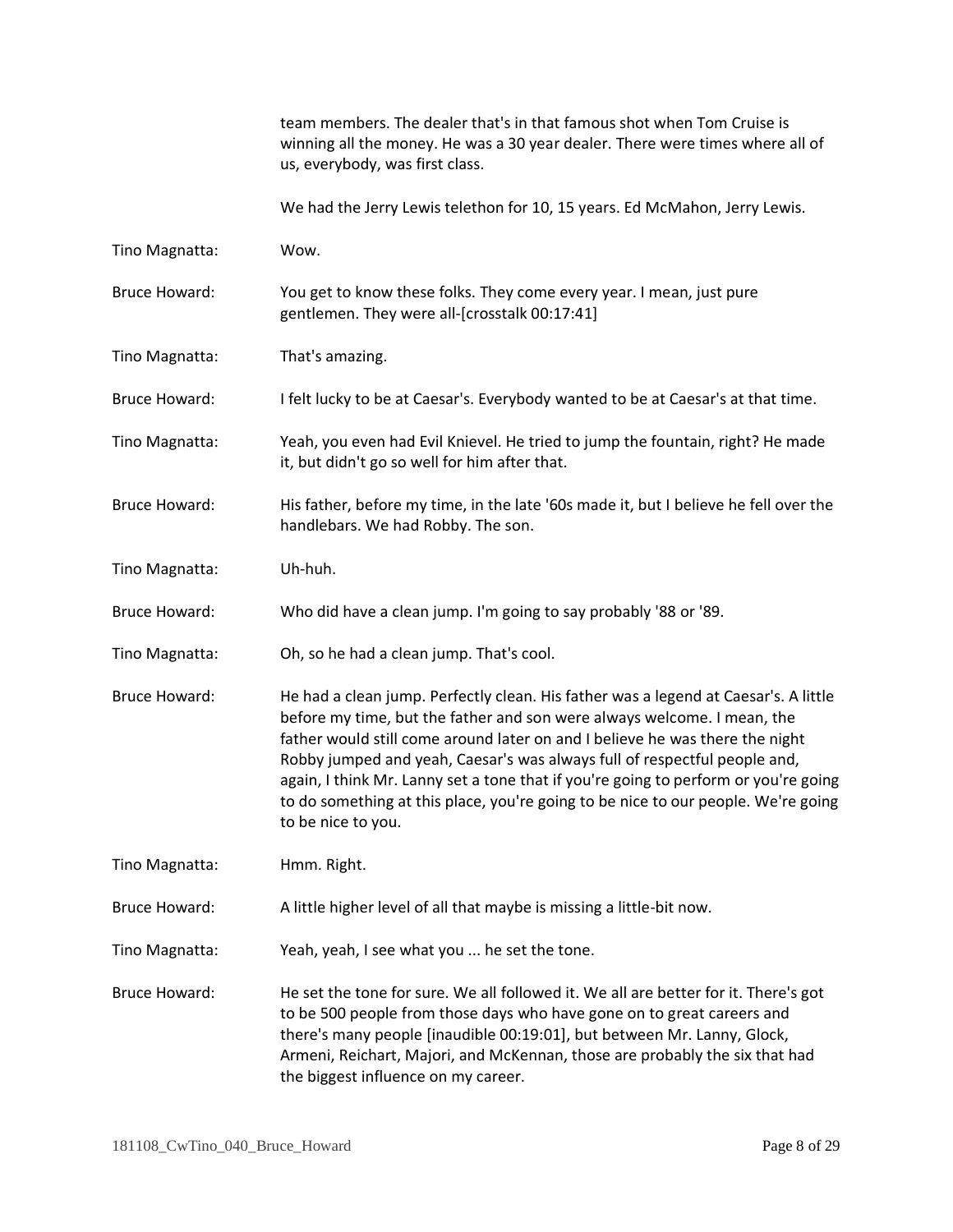team members. The dealer that's in that famous shot when Tom Cruise is winning all the money. He was a 30 year dealer. There were times where all of us, everybody, was first class.

We had the Jerry Lewis telethon for 10, 15 years. Ed McMahon, Jerry Lewis.

Tino Magnatta: Wow.

Bruce Howard: You get to know these folks. They come every year. I mean, just pure gentlemen. They were all-[crosstalk 00:17:41]

Tino Magnatta: That's amazing.

Bruce Howard: I felt lucky to be at Caesar's. Everybody wanted to be at Caesar's at that time.

Tino Magnatta: Yeah, you even had Evil Knievel. He tried to jump the fountain, right? He made it, but didn't go so well for him after that.

Bruce Howard: His father, before my time, in the late '60s made it, but I believe he fell over the handlebars. We had Robby. The son.

Tino Magnatta: Uh-huh.

Bruce Howard: Who did have a clean jump. I'm going to say probably '88 or '89.

Tino Magnatta: Oh, so he had a clean jump. That's cool.

Bruce Howard: He had a clean jump. Perfectly clean. His father was a legend at Caesar's. A little before my time, but the father and son were always welcome. I mean, the father would still come around later on and I believe he was there the night Robby jumped and yeah, Caesar's was always full of respectful people and, again, I think Mr. Lanny set a tone that if you're going to perform or you're going to do something at this place, you're going to be nice to our people. We're going to be nice to you.

Tino Magnatta: Hmm. Right.

Bruce Howard: A little higher level of all that maybe is missing a little-bit now.

Tino Magnatta: Yeah, yeah, I see what you ... he set the tone.

Bruce Howard: He set the tone for sure. We all followed it. We all are better for it. There's got to be 500 people from those days who have gone on to great careers and there's many people [inaudible 00:19:01], but between Mr. Lanny, Glock, Armeni, Reichart, Majori, and McKennan, those are probably the six that had the biggest influence on my career.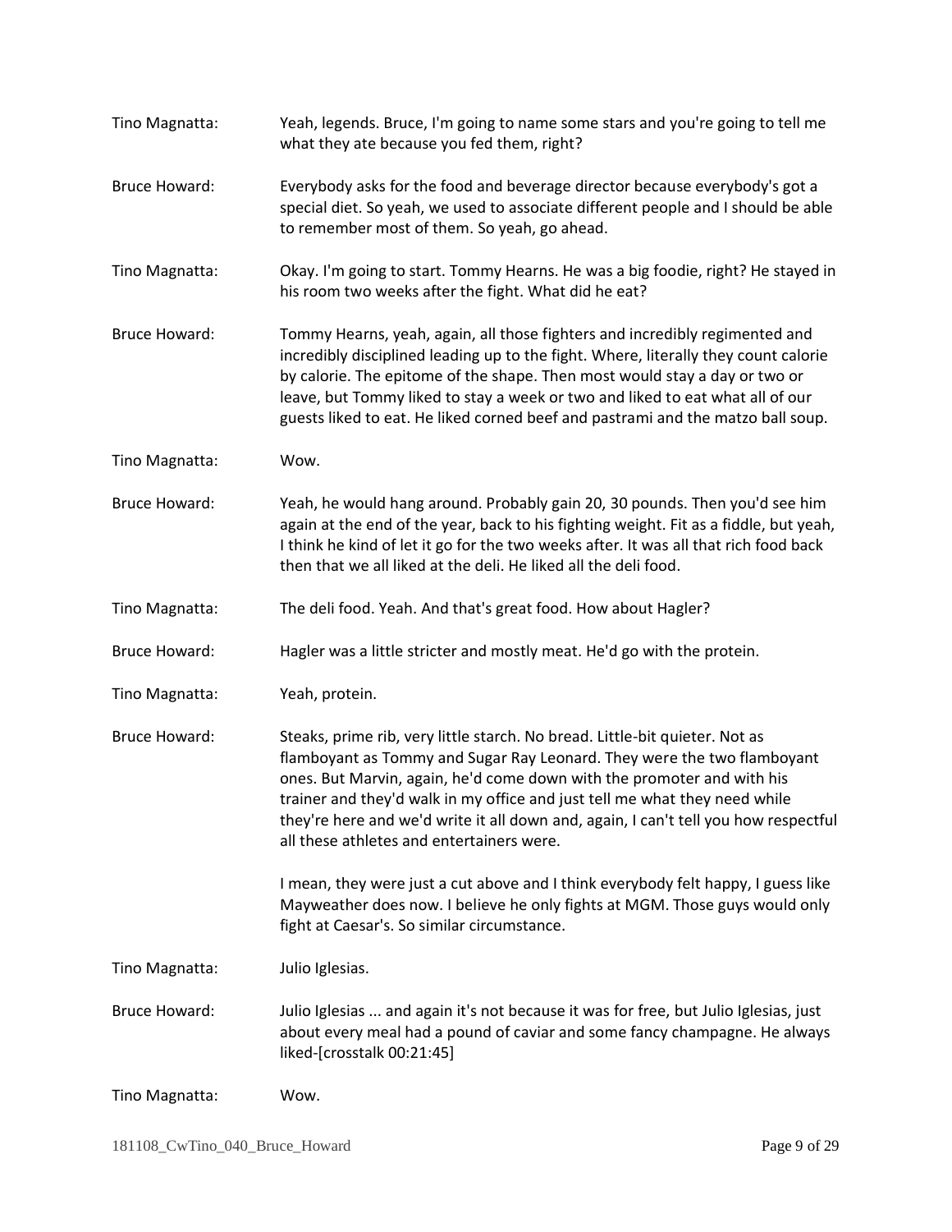Tino Magnatta: Yeah, legends. Bruce, I'm going to name some stars and you're going to tell me what they ate because you fed them, right?

Bruce Howard: Everybody asks for the food and beverage director because everybody's got a special diet. So yeah, we used to associate different people and I should be able to remember most of them. So yeah, go ahead.

Tino Magnatta: Okay. I'm going to start. Tommy Hearns. He was a big foodie, right? He stayed in his room two weeks after the fight. What did he eat?

Bruce Howard: Tommy Hearns, yeah, again, all those fighters and incredibly regimented and incredibly disciplined leading up to the fight. Where, literally they count calorie by calorie. The epitome of the shape. Then most would stay a day or two or leave, but Tommy liked to stay a week or two and liked to eat what all of our guests liked to eat. He liked corned beef and pastrami and the matzo ball soup.

Tino Magnatta: Wow.

Bruce Howard: Yeah, he would hang around. Probably gain 20, 30 pounds. Then you'd see him again at the end of the year, back to his fighting weight. Fit as a fiddle, but yeah, I think he kind of let it go for the two weeks after. It was all that rich food back then that we all liked at the deli. He liked all the deli food.

Tino Magnatta: The deli food. Yeah. And that's great food. How about Hagler?

Bruce Howard: Hagler was a little stricter and mostly meat. He'd go with the protein.

Tino Magnatta: Yeah, protein.

Bruce Howard: Steaks, prime rib, very little starch. No bread. Little-bit quieter. Not as flamboyant as Tommy and Sugar Ray Leonard. They were the two flamboyant ones. But Marvin, again, he'd come down with the promoter and with his trainer and they'd walk in my office and just tell me what they need while they're here and we'd write it all down and, again, I can't tell you how respectful all these athletes and entertainers were.

I mean, they were just a cut above and I think everybody felt happy, I guess like Mayweather does now. I believe he only fights at MGM. Those guys would only fight at Caesar's. So similar circumstance.

Tino Magnatta: Julio Iglesias.

Bruce Howard: Julio Iglesias ... and again it's not because it was for free, but Julio Iglesias, just about every meal had a pound of caviar and some fancy champagne. He always liked-[crosstalk 00:21:45]

Tino Magnatta: Wow.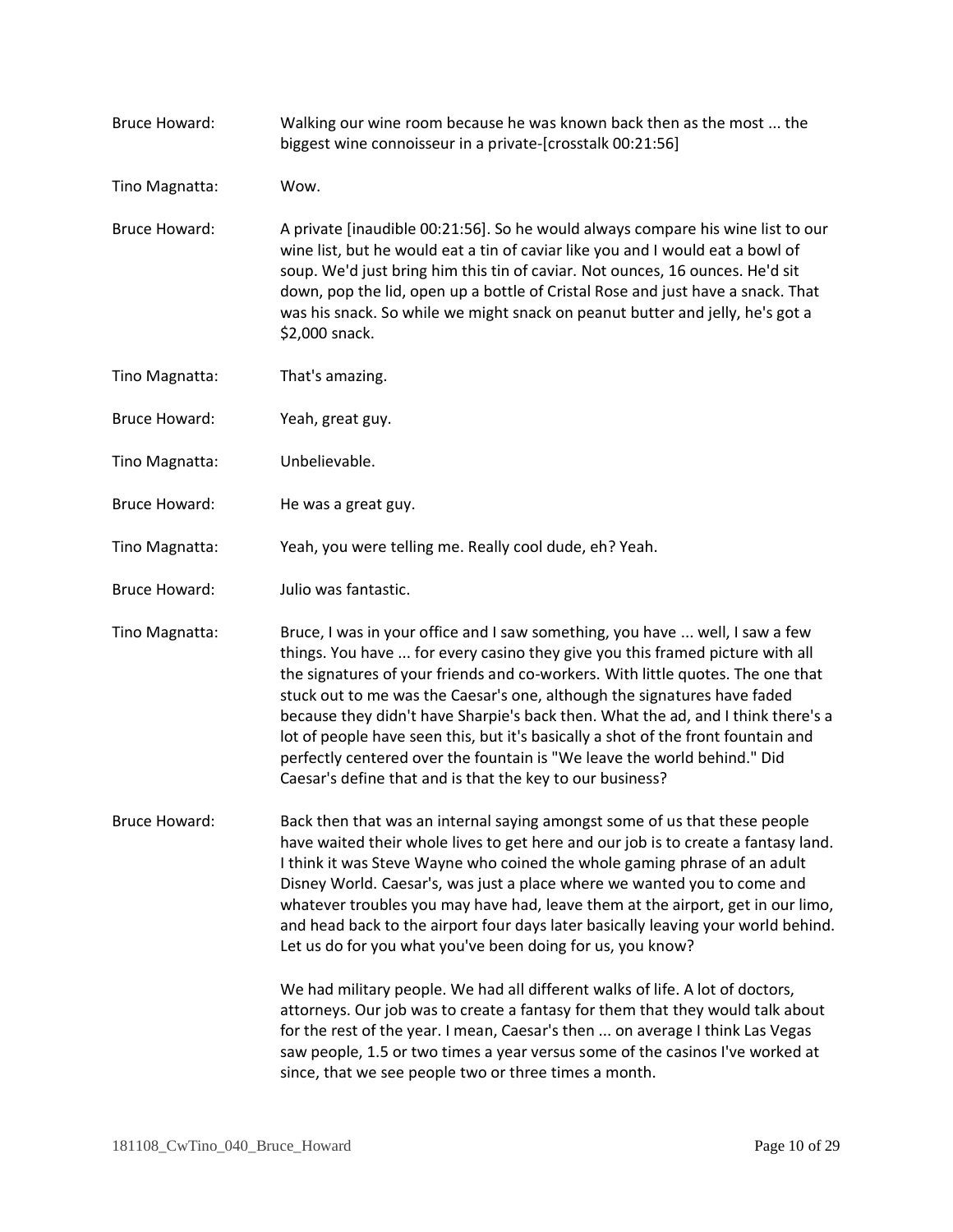Bruce Howard: Walking our wine room because he was known back then as the most ... the biggest wine connoisseur in a private-[crosstalk 00:21:56]

Tino Magnatta: Wow.

Bruce Howard: A private [inaudible 00:21:56]. So he would always compare his wine list to our wine list, but he would eat a tin of caviar like you and I would eat a bowl of soup. We'd just bring him this tin of caviar. Not ounces, 16 ounces. He'd sit down, pop the lid, open up a bottle of Cristal Rose and just have a snack. That was his snack. So while we might snack on peanut butter and jelly, he's got a $2,000 snack.

Tino Magnatta: That's amazing.

Bruce Howard: Yeah, great guy.

Tino Magnatta: Unbelievable.

Bruce Howard: He was a great guy.

Tino Magnatta: Yeah, you were telling me. Really cool dude, eh? Yeah.

Bruce Howard: Julio was fantastic.

Tino Magnatta: Bruce, I was in your office and I saw something, you have ... well, I saw a few things. You have ... for every casino they give you this framed picture with all the signatures of your friends and co-workers. With little quotes. The one that stuck out to me was the Caesar's one, although the signatures have faded because they didn't have Sharpie's back then. What the ad, and I think there's a lot of people have seen this, but it's basically a shot of the front fountain and perfectly centered over the fountain is "We leave the world behind." Did Caesar's define that and is that the key to our business?

Bruce Howard: Back then that was an internal saying amongst some of us that these people have waited their whole lives to get here and our job is to create a fantasy land. I think it was Steve Wayne who coined the whole gaming phrase of an adult Disney World. Caesar's, was just a place where we wanted you to come and whatever troubles you may have had, leave them at the airport, get in our limo, and head back to the airport four days later basically leaving your world behind. Let us do for you what you've been doing for us, you know?

We had military people. We had all different walks of life. A lot of doctors, attorneys. Our job was to create a fantasy for them that they would talk about for the rest of the year. I mean, Caesar's then ... on average I think Las Vegas saw people, 1.5 or two times a year versus some of the casinos I've worked at since, that we see people two or three times a month.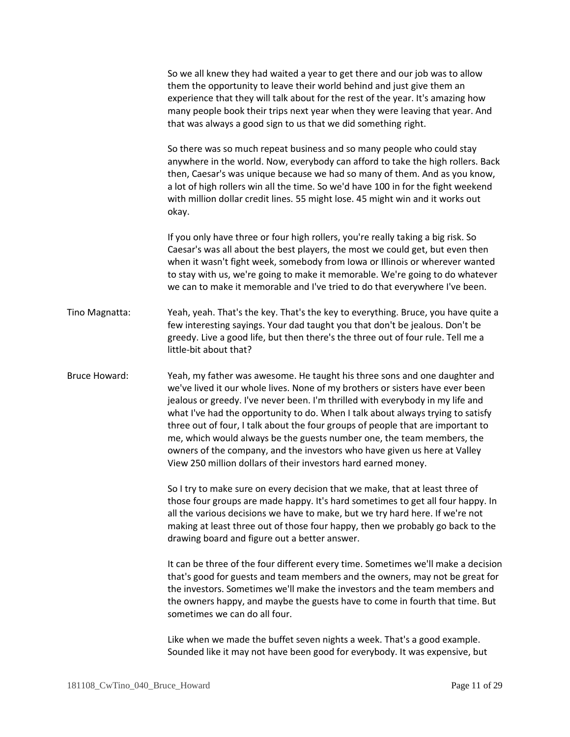So we all knew they had waited a year to get there and our job was to allow them the opportunity to leave their world behind and just give them an experience that they will talk about for the rest of the year. It's amazing how many people book their trips next year when they were leaving that year. And that was always a good sign to us that we did something right.

So there was so much repeat business and so many people who could stay anywhere in the world. Now, everybody can afford to take the high rollers. Back then, Caesar's was unique because we had so many of them. And as you know, a lot of high rollers win all the time. So we'd have 100 in for the fight weekend with million dollar credit lines. 55 might lose. 45 might win and it works out okay.

If you only have three or four high rollers, you're really taking a big risk. So Caesar's was all about the best players, the most we could get, but even then when it wasn't fight week, somebody from Iowa or Illinois or wherever wanted to stay with us, we're going to make it memorable. We're going to do whatever we can to make it memorable and I've tried to do that everywhere I've been.

**Tino Magnatta:** Yeah, yeah. That's the key. That's the key to everything. Bruce, you have quite a few interesting sayings. Your dad taught you that don't be jealous. Don't be greedy. Live a good life, but then there's the three out of four rule. Tell me a little-bit about that?

**Bruce Howard:** Yeah, my father was awesome. He taught his three sons and one daughter and we've lived it our whole lives. None of my brothers or sisters have ever been jealous or greedy. I've never been. I'm thrilled with everybody in my life and what I've had the opportunity to do. When I talk about always trying to satisfy three out of four, I talk about the four groups of people that are important to me, which would always be the guests number one, the team members, the owners of the company, and the investors who have given us here at Valley View 250 million dollars of their investors hard earned money.

So I try to make sure on every decision that we make, that at least three of those four groups are made happy. It's hard sometimes to get all four happy. In all the various decisions we have to make, but we try hard here. If we're not making at least three out of those four happy, then we probably go back to the drawing board and figure out a better answer.

It can be three of the four different every time. Sometimes we'll make a decision that's good for guests and team members and the owners, may not be great for the investors. Sometimes we'll make the investors and the team members and the owners happy, and maybe the guests have to come in fourth that time. But sometimes we can do all four.

Like when we made the buffet seven nights a week. That's a good example. Sounded like it may not have been good for everybody. It was expensive, but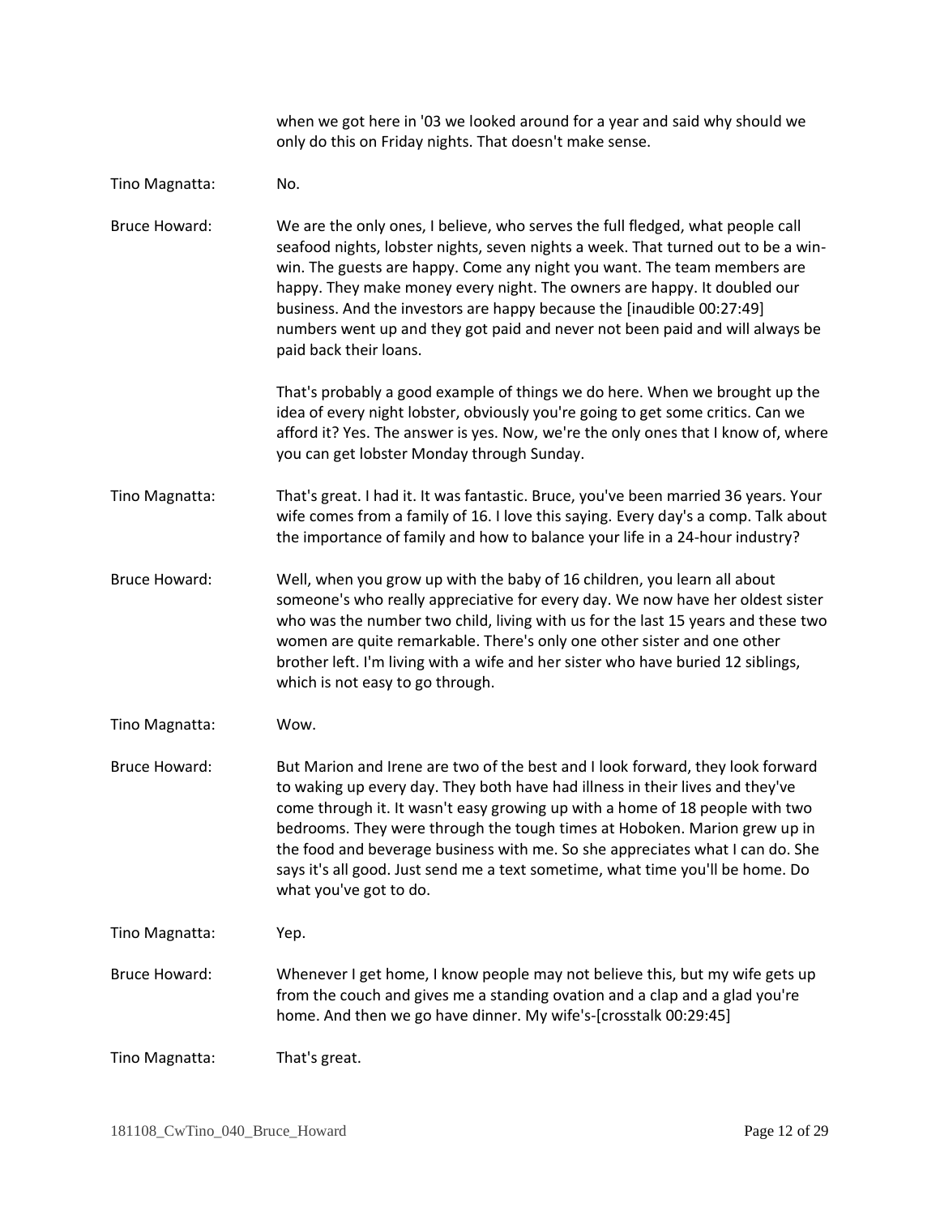when we got here in '03 we looked around for a year and said why should we only do this on Friday nights. That doesn't make sense.

**Tino Magnatta:** No.

**Bruce Howard:** We are the only ones, I believe, who serves the full fledged, what people call seafood nights, lobster nights, seven nights a week. That turned out to be a win-win. The guests are happy. Come any night you want. The team members are happy. They make money every night. The owners are happy. It doubled our business. And the investors are happy because the [inaudible 00:27:49] numbers went up and they got paid and never not been paid and will always be paid back their loans.

That's probably a good example of things we do here. When we brought up the idea of every night lobster, obviously you're going to get some critics. Can we afford it? Yes. The answer is yes. Now, we're the only ones that I know of, where you can get lobster Monday through Sunday.

**Tino Magnatta:** That's great. I had it. It was fantastic. Bruce, you've been married 36 years. Your wife comes from a family of 16. I love this saying. Every day's a comp. Talk about the importance of family and how to balance your life in a 24-hour industry?

**Bruce Howard:** Well, when you grow up with the baby of 16 children, you learn all about someone's who really appreciative for every day. We now have her oldest sister who was the number two child, living with us for the last 15 years and these two women are quite remarkable. There's only one other sister and one other brother left. I'm living with a wife and her sister who have buried 12 siblings, which is not easy to go through.

**Tino Magnatta:** Wow.

**Bruce Howard:** But Marion and Irene are two of the best and I look forward, they look forward to waking up every day. They both have had illness in their lives and they've come through it. It wasn't easy growing up with a home of 18 people with two bedrooms. They were through the tough times at Hoboken. Marion grew up in the food and beverage business with me. So she appreciates what I can do. She says it's all good. Just send me a text sometime, what time you'll be home. Do what you've got to do.

**Tino Magnatta:** Yep.

**Bruce Howard:** Whenever I get home, I know people may not believe this, but my wife gets up from the couch and gives me a standing ovation and a clap and a glad you're home. And then we go have dinner. My wife's-[crosstalk 00:29:45]

**Tino Magnatta:** That's great.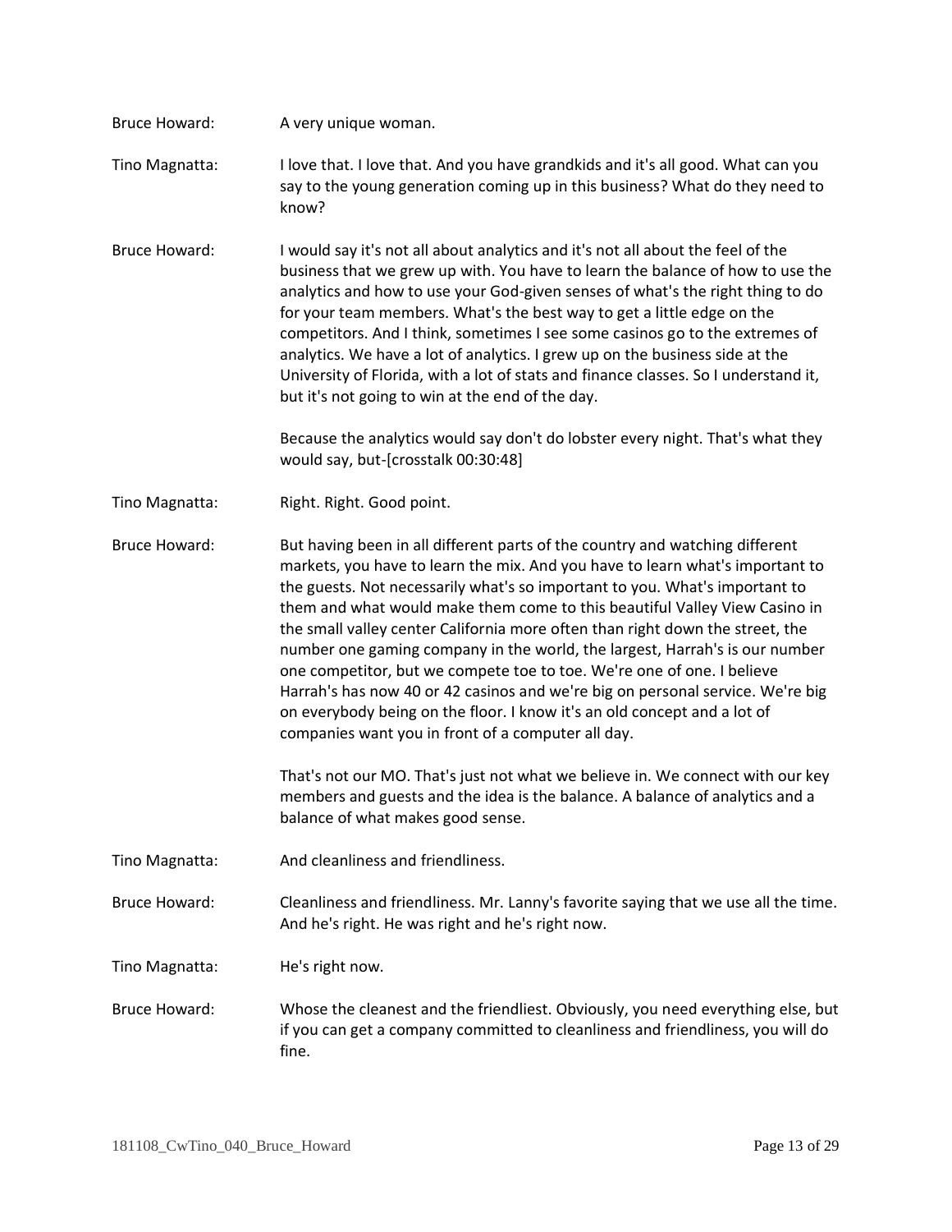Bruce Howard: A very unique woman.

Tino Magnatta: I love that. I love that. And you have grandkids and it's all good. What can you say to the young generation coming up in this business? What do they need to know?

Bruce Howard: I would say it's not all about analytics and it's not all about the feel of the business that we grew up with. You have to learn the balance of how to use the analytics and how to use your God-given senses of what's the right thing to do for your team members. What's the best way to get a little edge on the competitors. And I think, sometimes I see some casinos go to the extremes of analytics. We have a lot of analytics. I grew up on the business side at the University of Florida, with a lot of stats and finance classes. So I understand it, but it's not going to win at the end of the day.

Because the analytics would say don't do lobster every night. That's what they would say, but-[crosstalk 00:30:48]

Tino Magnatta: Right. Right. Good point.

Bruce Howard: But having been in all different parts of the country and watching different markets, you have to learn the mix. And you have to learn what's important to the guests. Not necessarily what's so important to you. What's important to them and what would make them come to this beautiful Valley View Casino in the small valley center California more often than right down the street, the number one gaming company in the world, the largest, Harrah's is our number one competitor, but we compete toe to toe. We're one of one. I believe Harrah's has now 40 or 42 casinos and we're big on personal service. We're big on everybody being on the floor. I know it's an old concept and a lot of companies want you in front of a computer all day.

That's not our MO. That's just not what we believe in. We connect with our key members and guests and the idea is the balance. A balance of analytics and a balance of what makes good sense.

Tino Magnatta: And cleanliness and friendliness.

Bruce Howard: Cleanliness and friendliness. Mr. Lanny's favorite saying that we use all the time. And he's right. He was right and he's right now.

Tino Magnatta: He's right now.

Bruce Howard: Whose the cleanest and the friendliest. Obviously, you need everything else, but if you can get a company committed to cleanliness and friendliness, you will do fine.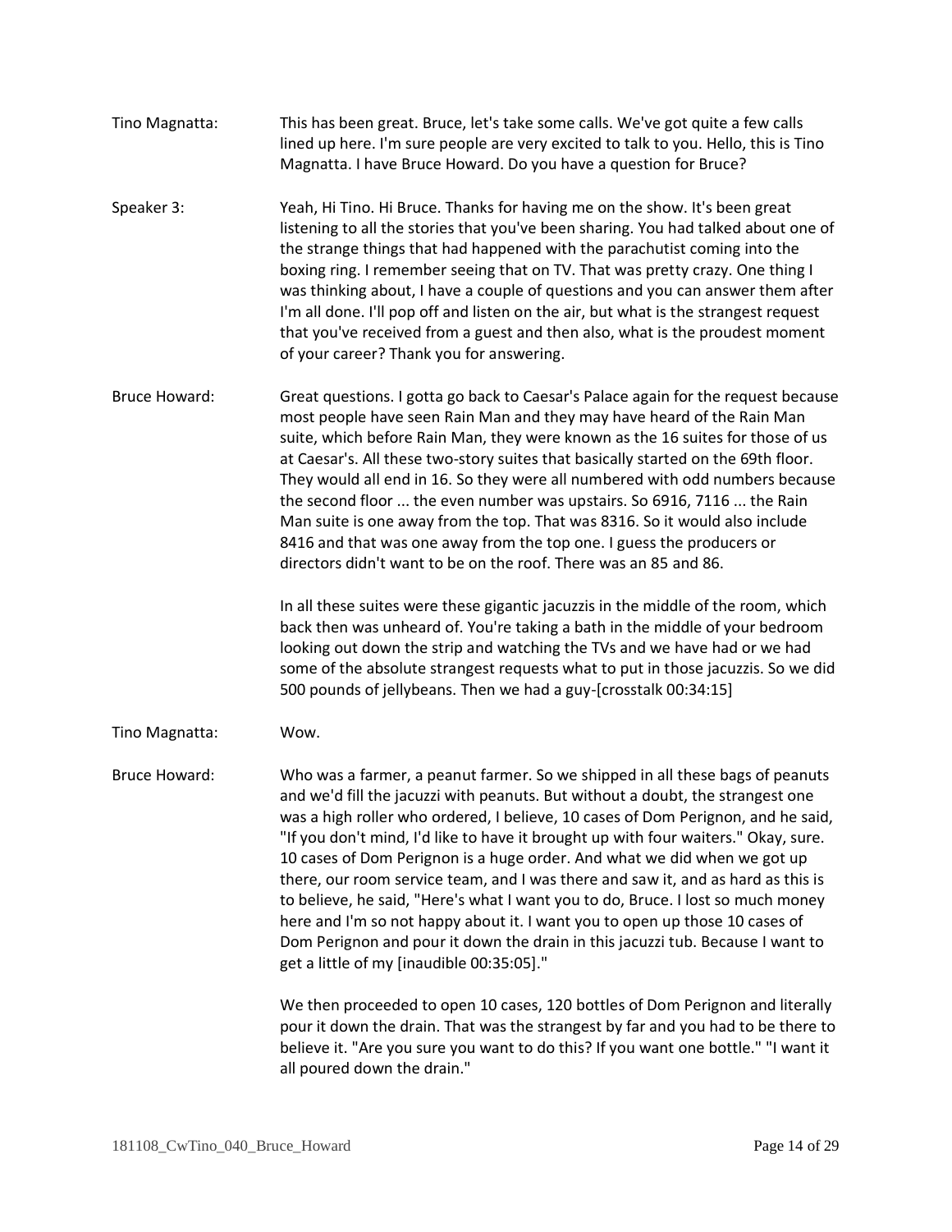**Tino Magnatta:** This has been great. Bruce, let's take some calls. We've got quite a few calls lined up here. I'm sure people are very excited to talk to you. Hello, this is Tino Magnatta. I have Bruce Howard. Do you have a question for Bruce?

**Speaker 3:** Yeah, Hi Tino. Hi Bruce. Thanks for having me on the show. It's been great listening to all the stories that you've been sharing. You had talked about one of the strange things that had happened with the parachutist coming into the boxing ring. I remember seeing that on TV. That was pretty crazy. One thing I was thinking about, I have a couple of questions and you can answer them after I'm all done. I'll pop off and listen on the air, but what is the strangest request that you've received from a guest and then also, what is the proudest moment of your career? Thank you for answering.

**Bruce Howard:** Great questions. I gotta go back to Caesar's Palace again for the request because most people have seen Rain Man and they may have heard of the Rain Man suite, which before Rain Man, they were known as the 16 suites for those of us at Caesar's. All these two-story suites that basically started on the 69th floor. They would all end in 16. So they were all numbered with odd numbers because the second floor ... the even number was upstairs. So 6916, 7116 ... the Rain Man suite is one away from the top. That was 8316. So it would also include 8416 and that was one away from the top one. I guess the producers or directors didn't want to be on the roof. There was an 85 and 86.

In all these suites were these gigantic jacuzzis in the middle of the room, which back then was unheard of. You're taking a bath in the middle of your bedroom looking out down the strip and watching the TVs and we have had or we had some of the absolute strangest requests what to put in those jacuzzis. So we did 500 pounds of jellybeans. Then we had a guy-[crosstalk 00:34:15]

**Tino Magnatta:** Wow.

**Bruce Howard:** Who was a farmer, a peanut farmer. So we shipped in all these bags of peanuts and we'd fill the jacuzzi with peanuts. But without a doubt, the strangest one was a high roller who ordered, I believe, 10 cases of Dom Perignon, and he said, "If you don't mind, I'd like to have it brought up with four waiters." Okay, sure. 10 cases of Dom Perignon is a huge order. And what we did when we got up there, our room service team, and I was there and saw it, and as hard as this is to believe, he said, "Here's what I want you to do, Bruce. I lost so much money here and I'm so not happy about it. I want you to open up those 10 cases of Dom Perignon and pour it down the drain in this jacuzzi tub. Because I want to get a little of my [inaudible 00:35:05]."

We then proceeded to open 10 cases, 120 bottles of Dom Perignon and literally pour it down the drain. That was the strangest by far and you had to be there to believe it. "Are you sure you want to do this? If you want one bottle." "I want it all poured down the drain."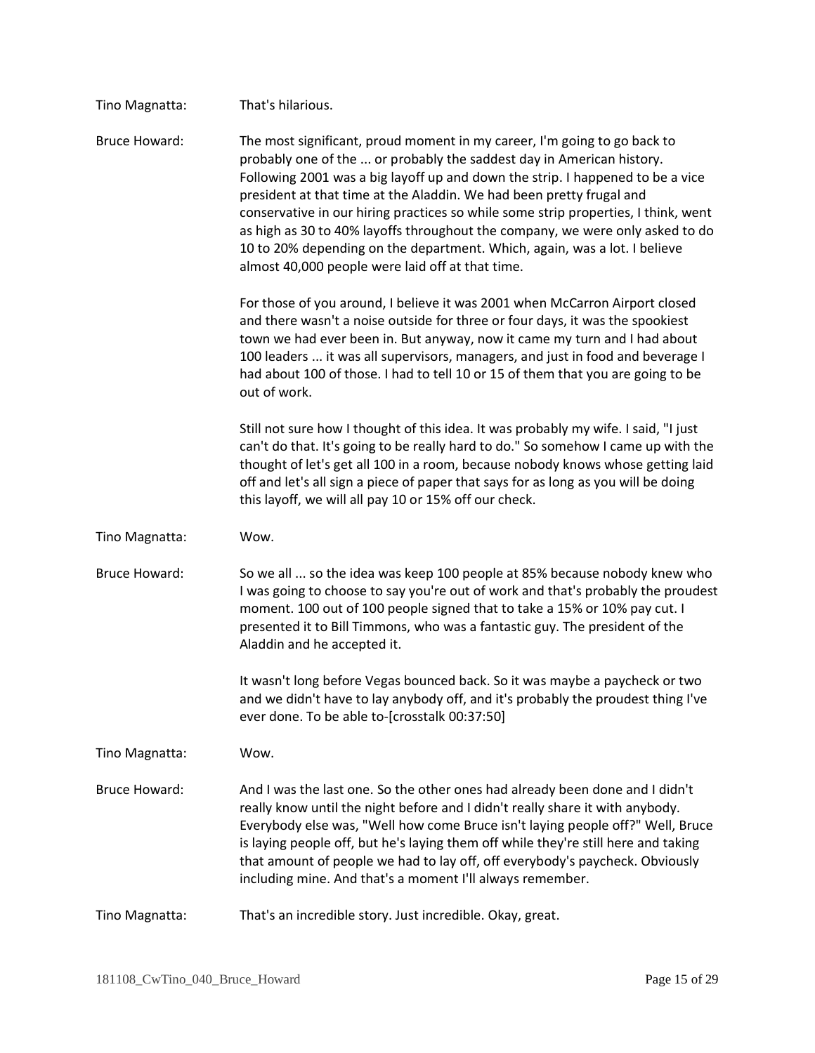Tino Magnatta: That's hilarious.

Bruce Howard: The most significant, proud moment in my career, I'm going to go back to probably one of the ... or probably the saddest day in American history. Following 2001 was a big layoff up and down the strip. I happened to be a vice president at that time at the Aladdin. We had been pretty frugal and conservative in our hiring practices so while some strip properties, I think, went as high as 30 to 40% layoffs throughout the company, we were only asked to do 10 to 20% depending on the department. Which, again, was a lot. I believe almost 40,000 people were laid off at that time.

For those of you around, I believe it was 2001 when McCarron Airport closed and there wasn't a noise outside for three or four days, it was the spookiest town we had ever been in. But anyway, now it came my turn and I had about 100 leaders ... it was all supervisors, managers, and just in food and beverage I had about 100 of those. I had to tell 10 or 15 of them that you are going to be out of work.

Still not sure how I thought of this idea. It was probably my wife. I said, "I just can't do that. It's going to be really hard to do." So somehow I came up with the thought of let's get all 100 in a room, because nobody knows whose getting laid off and let's all sign a piece of paper that says for as long as you will be doing this layoff, we will all pay 10 or 15% off our check.

Tino Magnatta: Wow.

Bruce Howard: So we all ... so the idea was keep 100 people at 85% because nobody knew who I was going to choose to say you're out of work and that's probably the proudest moment. 100 out of 100 people signed that to take a 15% or 10% pay cut. I presented it to Bill Timmons, who was a fantastic guy. The president of the Aladdin and he accepted it.

It wasn't long before Vegas bounced back. So it was maybe a paycheck or two and we didn't have to lay anybody off, and it's probably the proudest thing I've ever done. To be able to-[crosstalk 00:37:50]

Tino Magnatta: Wow.

Bruce Howard: And I was the last one. So the other ones had already been done and I didn't really know until the night before and I didn't really share it with anybody. Everybody else was, "Well how come Bruce isn't laying people off?" Well, Bruce is laying people off, but he's laying them off while they're still here and taking that amount of people we had to lay off, off everybody's paycheck. Obviously including mine. And that's a moment I'll always remember.

Tino Magnatta: That's an incredible story. Just incredible. Okay, great.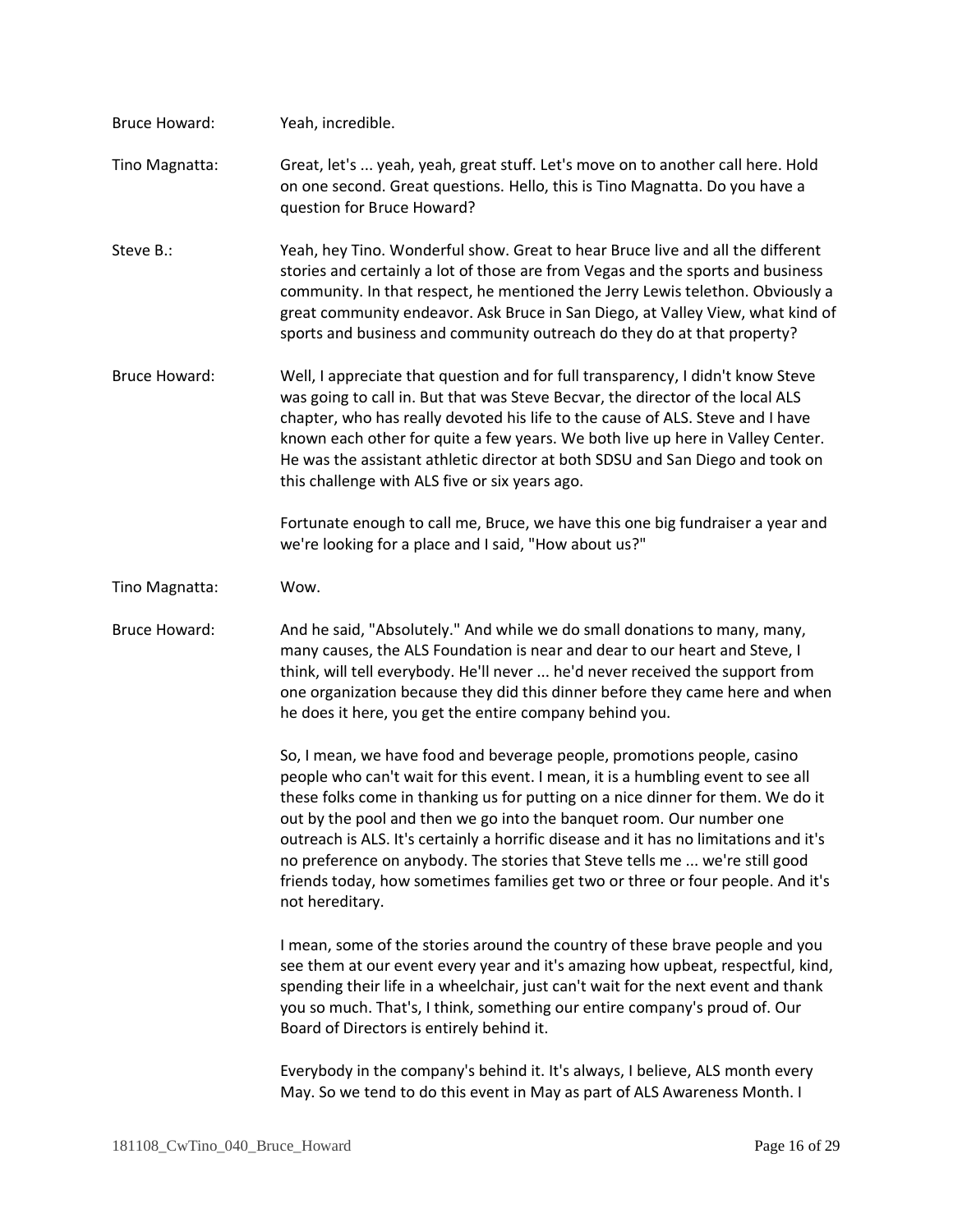Bruce Howard: Yeah, incredible.

Tino Magnatta: Great, let's ... yeah, yeah, great stuff. Let's move on to another call here. Hold on one second. Great questions. Hello, this is Tino Magnatta. Do you have a question for Bruce Howard?

Steve B.: Yeah, hey Tino. Wonderful show. Great to hear Bruce live and all the different stories and certainly a lot of those are from Vegas and the sports and business community. In that respect, he mentioned the Jerry Lewis telethon. Obviously a great community endeavor. Ask Bruce in San Diego, at Valley View, what kind of sports and business and community outreach do they do at that property?

Bruce Howard: Well, I appreciate that question and for full transparency, I didn't know Steve was going to call in. But that was Steve Becvar, the director of the local ALS chapter, who has really devoted his life to the cause of ALS. Steve and I have known each other for quite a few years. We both live up here in Valley Center. He was the assistant athletic director at both SDSU and San Diego and took on this challenge with ALS five or six years ago.

Fortunate enough to call me, Bruce, we have this one big fundraiser a year and we're looking for a place and I said, "How about us?"

Tino Magnatta: Wow.

Bruce Howard: And he said, "Absolutely." And while we do small donations to many, many, many causes, the ALS Foundation is near and dear to our heart and Steve, I think, will tell everybody. He'll never ... he'd never received the support from one organization because they did this dinner before they came here and when he does it here, you get the entire company behind you.

So, I mean, we have food and beverage people, promotions people, casino people who can't wait for this event. I mean, it is a humbling event to see all these folks come in thanking us for putting on a nice dinner for them. We do it out by the pool and then we go into the banquet room. Our number one outreach is ALS. It's certainly a horrific disease and it has no limitations and it's no preference on anybody. The stories that Steve tells me ... we're still good friends today, how sometimes families get two or three or four people. And it's not hereditary.

I mean, some of the stories around the country of these brave people and you see them at our event every year and it's amazing how upbeat, respectful, kind, spending their life in a wheelchair, just can't wait for the next event and thank you so much. That's, I think, something our entire company's proud of. Our Board of Directors is entirely behind it.

Everybody in the company's behind it. It's always, I believe, ALS month every May. So we tend to do this event in May as part of ALS Awareness Month. I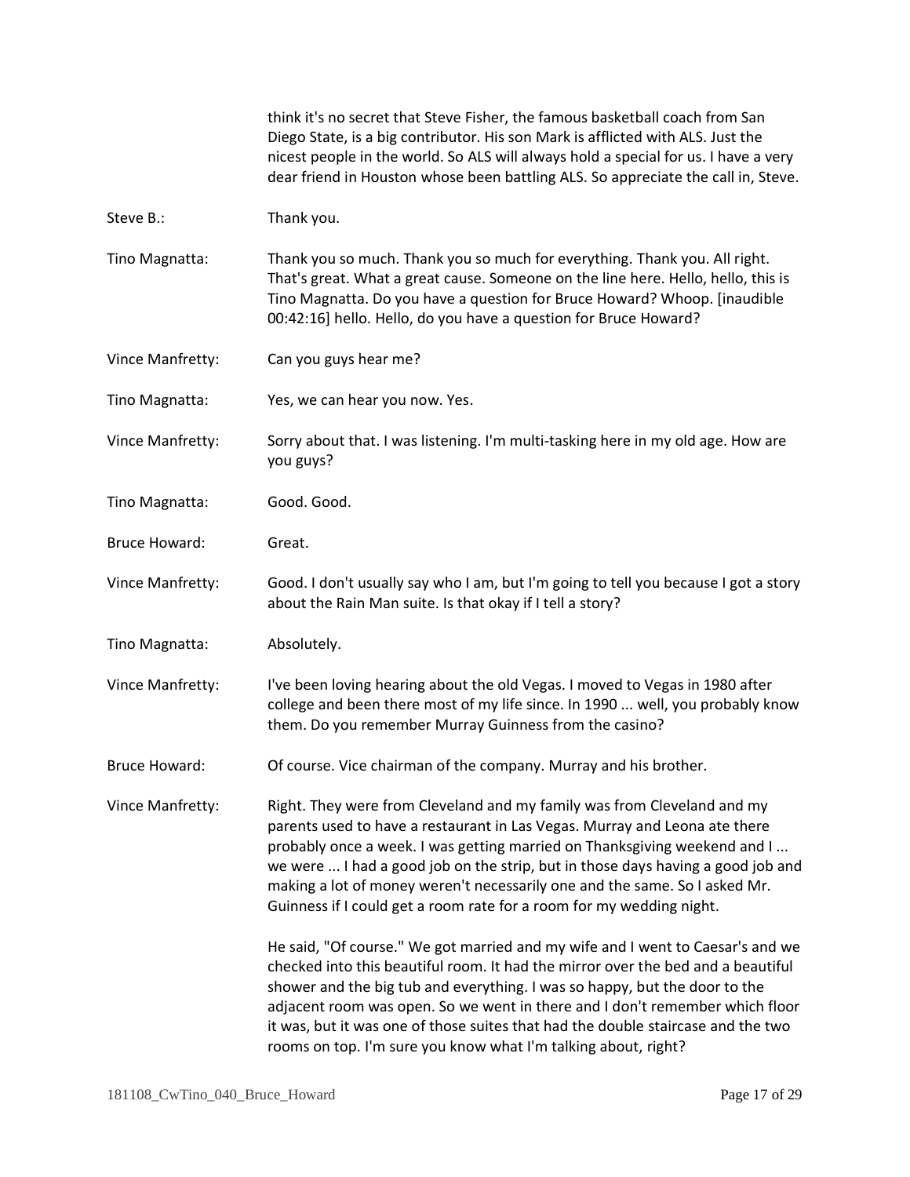think it's no secret that Steve Fisher, the famous basketball coach from San Diego State, is a big contributor. His son Mark is afflicted with ALS. Just the nicest people in the world. So ALS will always hold a special for us. I have a very dear friend in Houston whose been battling ALS. So appreciate the call in, Steve.

Steve B.: Thank you.

Tino Magnatta: Thank you so much. Thank you so much for everything. Thank you. All right. That's great. What a great cause. Someone on the line here. Hello, hello, this is Tino Magnatta. Do you have a question for Bruce Howard? Whoop. [inaudible 00:42:16] hello. Hello, do you have a question for Bruce Howard?

Vince Manfretty: Can you guys hear me?

Tino Magnatta: Yes, we can hear you now. Yes.

Vince Manfretty: Sorry about that. I was listening. I'm multi-tasking here in my old age. How are you guys?

Tino Magnatta: Good. Good.

Bruce Howard: Great.

Vince Manfretty: Good. I don't usually say who I am, but I'm going to tell you because I got a story about the Rain Man suite. Is that okay if I tell a story?

Tino Magnatta: Absolutely.

Vince Manfretty: I've been loving hearing about the old Vegas. I moved to Vegas in 1980 after college and been there most of my life since. In 1990 ... well, you probably know them. Do you remember Murray Guinness from the casino?

Bruce Howard: Of course. Vice chairman of the company. Murray and his brother.

Vince Manfretty: Right. They were from Cleveland and my family was from Cleveland and my parents used to have a restaurant in Las Vegas. Murray and Leona ate there probably once a week. I was getting married on Thanksgiving weekend and I ... we were ... I had a good job on the strip, but in those days having a good job and making a lot of money weren't necessarily one and the same. So I asked Mr. Guinness if I could get a room rate for a room for my wedding night.

He said, "Of course." We got married and my wife and I went to Caesar's and we checked into this beautiful room. It had the mirror over the bed and a beautiful shower and the big tub and everything. I was so happy, but the door to the adjacent room was open. So we went in there and I don't remember which floor it was, but it was one of those suites that had the double staircase and the two rooms on top. I'm sure you know what I'm talking about, right?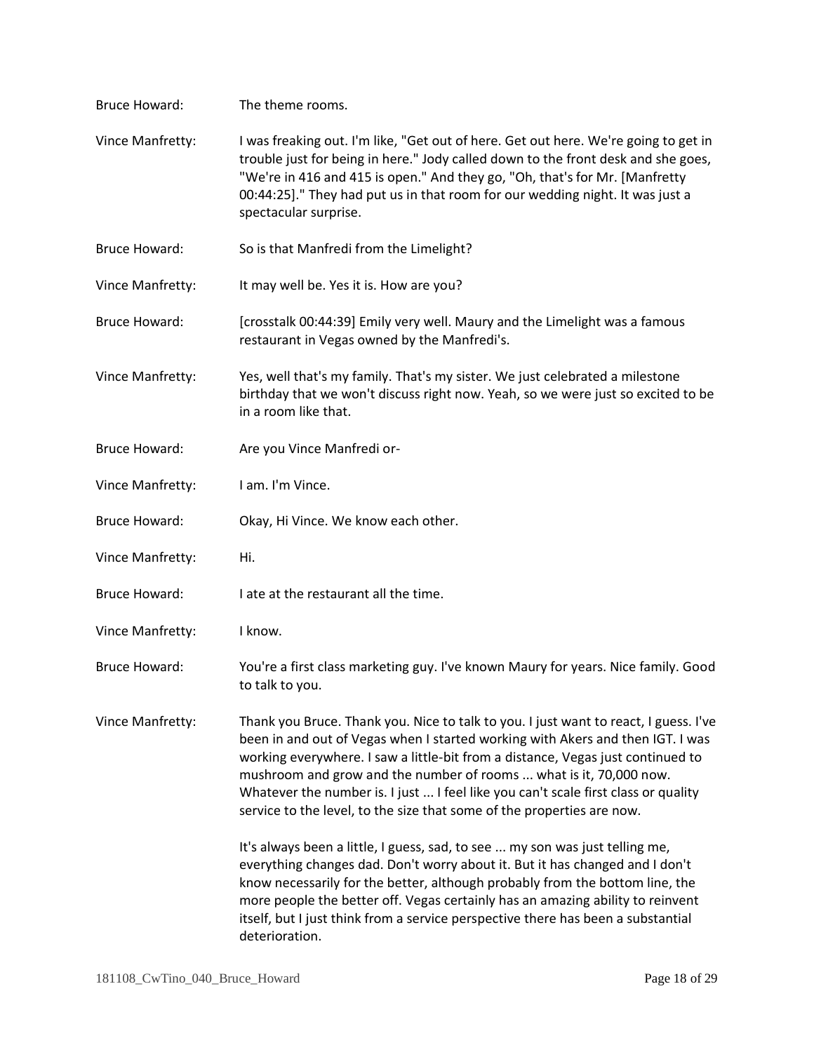Bruce Howard: The theme rooms.

Vince Manfretty: I was freaking out. I'm like, "Get out of here. Get out here. We're going to get in trouble just for being in here." Jody called down to the front desk and she goes, "We're in 416 and 415 is open." And they go, "Oh, that's for Mr. [Manfretty 00:44:25]." They had put us in that room for our wedding night. It was just a spectacular surprise.

Bruce Howard: So is that Manfredi from the Limelight?

Vince Manfretty: It may well be. Yes it is. How are you?

Bruce Howard: [crosstalk 00:44:39] Emily very well. Maury and the Limelight was a famous restaurant in Vegas owned by the Manfredi's.

Vince Manfretty: Yes, well that's my family. That's my sister. We just celebrated a milestone birthday that we won't discuss right now. Yeah, so we were just so excited to be in a room like that.

Bruce Howard: Are you Vince Manfredi or-

Vince Manfretty: I am. I'm Vince.

Bruce Howard: Okay, Hi Vince. We know each other.

Vince Manfretty: Hi.

Bruce Howard: I ate at the restaurant all the time.

Vince Manfretty: I know.

Bruce Howard: You're a first class marketing guy. I've known Maury for years. Nice family. Good to talk to you.

Vince Manfretty: Thank you Bruce. Thank you. Nice to talk to you. I just want to react, I guess. I've been in and out of Vegas when I started working with Akers and then IGT. I was working everywhere. I saw a little-bit from a distance, Vegas just continued to mushroom and grow and the number of rooms ... what is it, 70,000 now. Whatever the number is. I just ... I feel like you can't scale first class or quality service to the level, to the size that some of the properties are now.

It's always been a little, I guess, sad, to see ... my son was just telling me, everything changes dad. Don't worry about it. But it has changed and I don't know necessarily for the better, although probably from the bottom line, the more people the better off. Vegas certainly has an amazing ability to reinvent itself, but I just think from a service perspective there has been a substantial deterioration.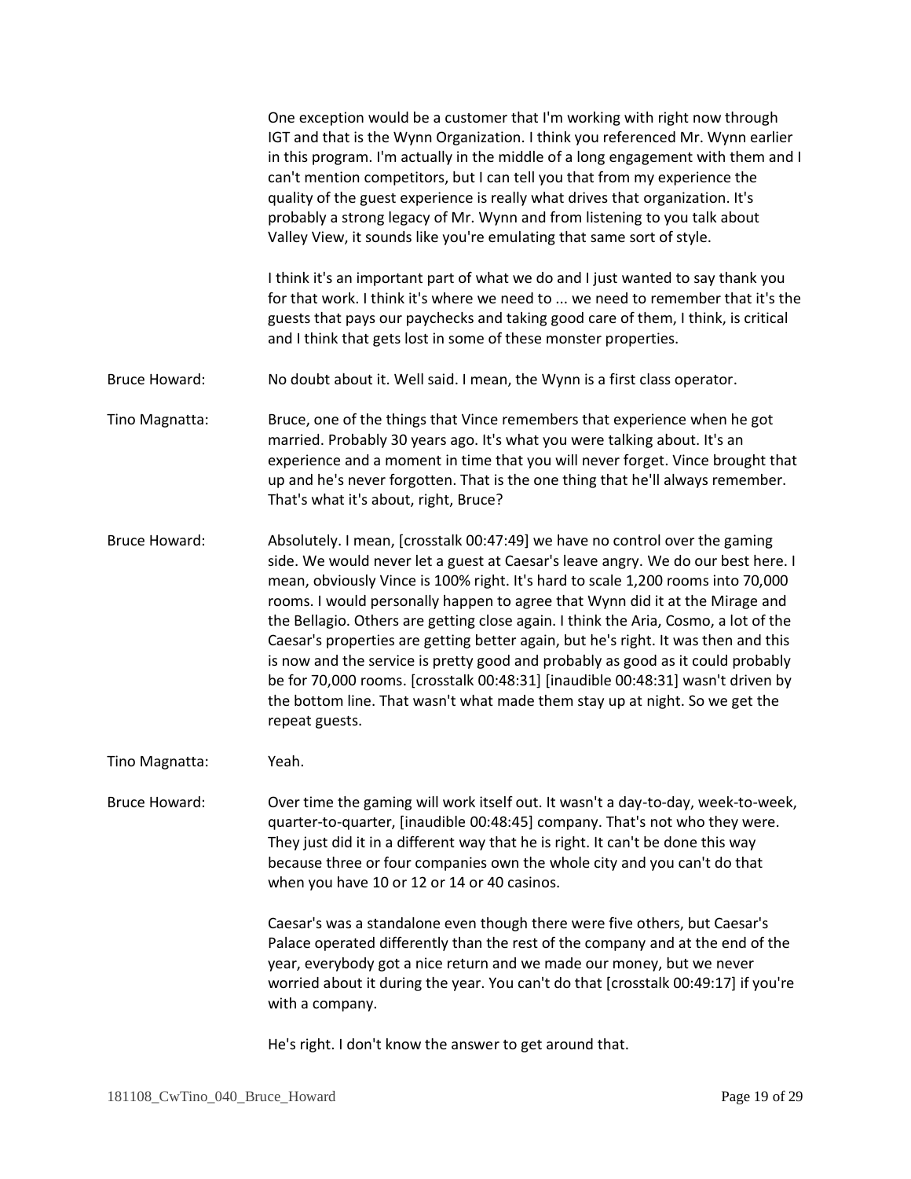One exception would be a customer that I'm working with right now through IGT and that is the Wynn Organization. I think you referenced Mr. Wynn earlier in this program. I'm actually in the middle of a long engagement with them and I can't mention competitors, but I can tell you that from my experience the quality of the guest experience is really what drives that organization. It's probably a strong legacy of Mr. Wynn and from listening to you talk about Valley View, it sounds like you're emulating that same sort of style.

I think it's an important part of what we do and I just wanted to say thank you for that work. I think it's where we need to ... we need to remember that it's the guests that pays our paychecks and taking good care of them, I think, is critical and I think that gets lost in some of these monster properties.

Bruce Howard: No doubt about it. Well said. I mean, the Wynn is a first class operator.

Tino Magnatta: Bruce, one of the things that Vince remembers that experience when he got married. Probably 30 years ago. It's what you were talking about. It's an experience and a moment in time that you will never forget. Vince brought that up and he's never forgotten. That is the one thing that he'll always remember. That's what it's about, right, Bruce?

Bruce Howard: Absolutely. I mean, [crosstalk 00:47:49] we have no control over the gaming side. We would never let a guest at Caesar's leave angry. We do our best here. I mean, obviously Vince is 100% right. It's hard to scale 1,200 rooms into 70,000 rooms. I would personally happen to agree that Wynn did it at the Mirage and the Bellagio. Others are getting close again. I think the Aria, Cosmo, a lot of the Caesar's properties are getting better again, but he's right. It was then and this is now and the service is pretty good and probably as good as it could probably be for 70,000 rooms. [crosstalk 00:48:31] [inaudible 00:48:31] wasn't driven by the bottom line. That wasn't what made them stay up at night. So we get the repeat guests.

Tino Magnatta: Yeah.

Bruce Howard: Over time the gaming will work itself out. It wasn't a day-to-day, week-to-week, quarter-to-quarter, [inaudible 00:48:45] company. That's not who they were. They just did it in a different way that he is right. It can't be done this way because three or four companies own the whole city and you can't do that when you have 10 or 12 or 14 or 40 casinos.

Caesar's was a standalone even though there were five others, but Caesar's Palace operated differently than the rest of the company and at the end of the year, everybody got a nice return and we made our money, but we never worried about it during the year. You can't do that [crosstalk 00:49:17] if you're with a company.

He's right. I don't know the answer to get around that.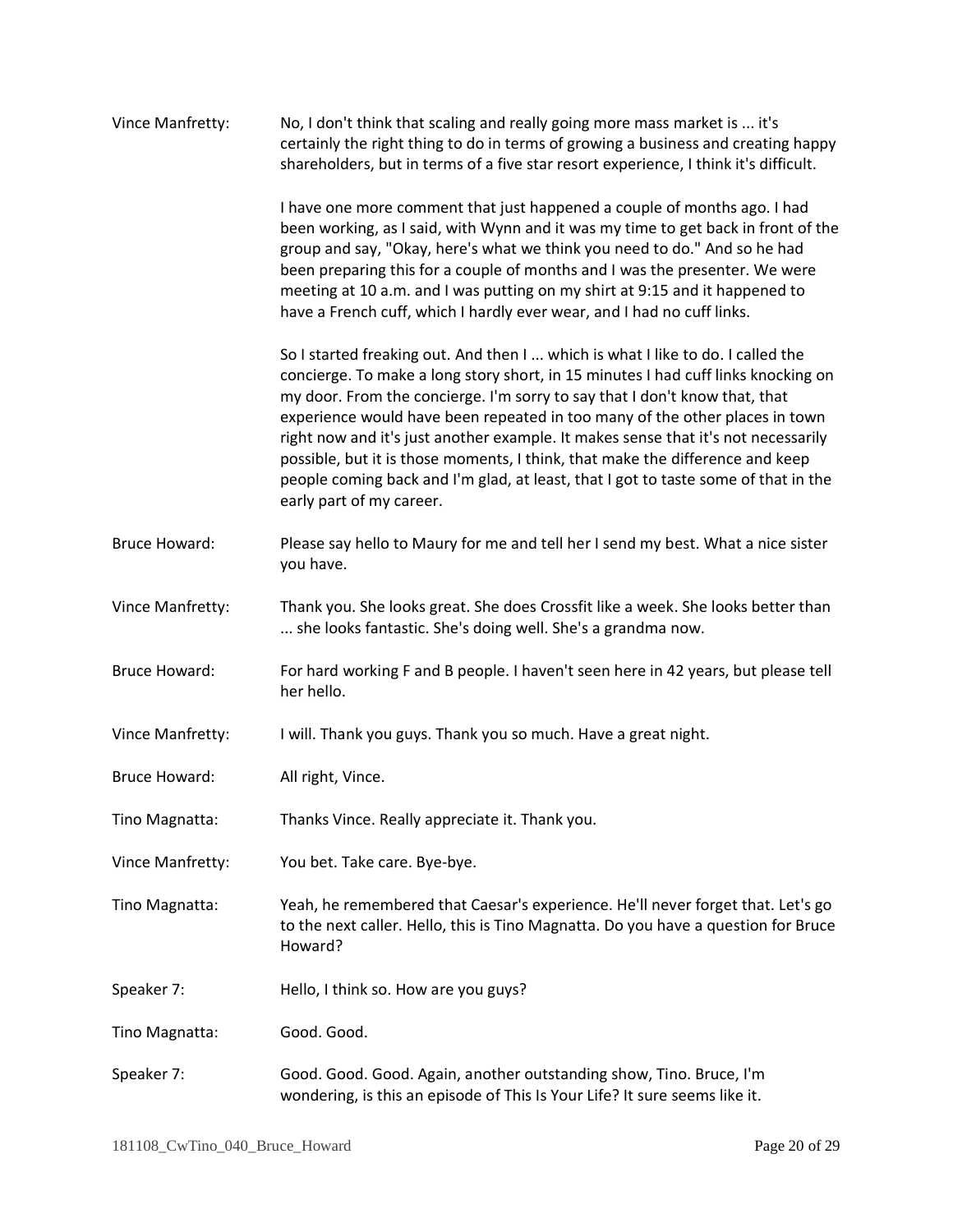**Vince Manfretty:** No, I don't think that scaling and really going more mass market is ... it's certainly the right thing to do in terms of growing a business and creating happy shareholders, but in terms of a five star resort experience, I think it's difficult.

I have one more comment that just happened a couple of months ago. I had been working, as I said, with Wynn and it was my time to get back in front of the group and say, "Okay, here's what we think you need to do." And so he had been preparing this for a couple of months and I was the presenter. We were meeting at 10 a.m. and I was putting on my shirt at 9:15 and it happened to have a French cuff, which I hardly ever wear, and I had no cuff links.

So I started freaking out. And then I ... which is what I like to do. I called the concierge. To make a long story short, in 15 minutes I had cuff links knocking on my door. From the concierge. I'm sorry to say that I don't know that, that experience would have been repeated in too many of the other places in town right now and it's just another example. It makes sense that it's not necessarily possible, but it is those moments, I think, that make the difference and keep people coming back and I'm glad, at least, that I got to taste some of that in the early part of my career.

**Bruce Howard:** Please say hello to Maury for me and tell her I send my best. What a nice sister you have.

**Vince Manfretty:** Thank you. She looks great. She does Crossfit like a week. She looks better than ... she looks fantastic. She's doing well. She's a grandma now.

**Bruce Howard:** For hard working F and B people. I haven't seen here in 42 years, but please tell her hello.

**Vince Manfretty:** I will. Thank you guys. Thank you so much. Have a great night.

**Bruce Howard:** All right, Vince.

**Tino Magnatta:** Thanks Vince. Really appreciate it. Thank you.

**Vince Manfretty:** You bet. Take care. Bye-bye.

**Tino Magnatta:** Yeah, he remembered that Caesar's experience. He'll never forget that. Let's go to the next caller. Hello, this is Tino Magnatta. Do you have a question for Bruce Howard?

**Speaker 7:** Hello, I think so. How are you guys?

**Tino Magnatta:** Good. Good.

**Speaker 7:** Good. Good. Good. Again, another outstanding show, Tino. Bruce, I'm wondering, is this an episode of This Is Your Life? It sure seems like it.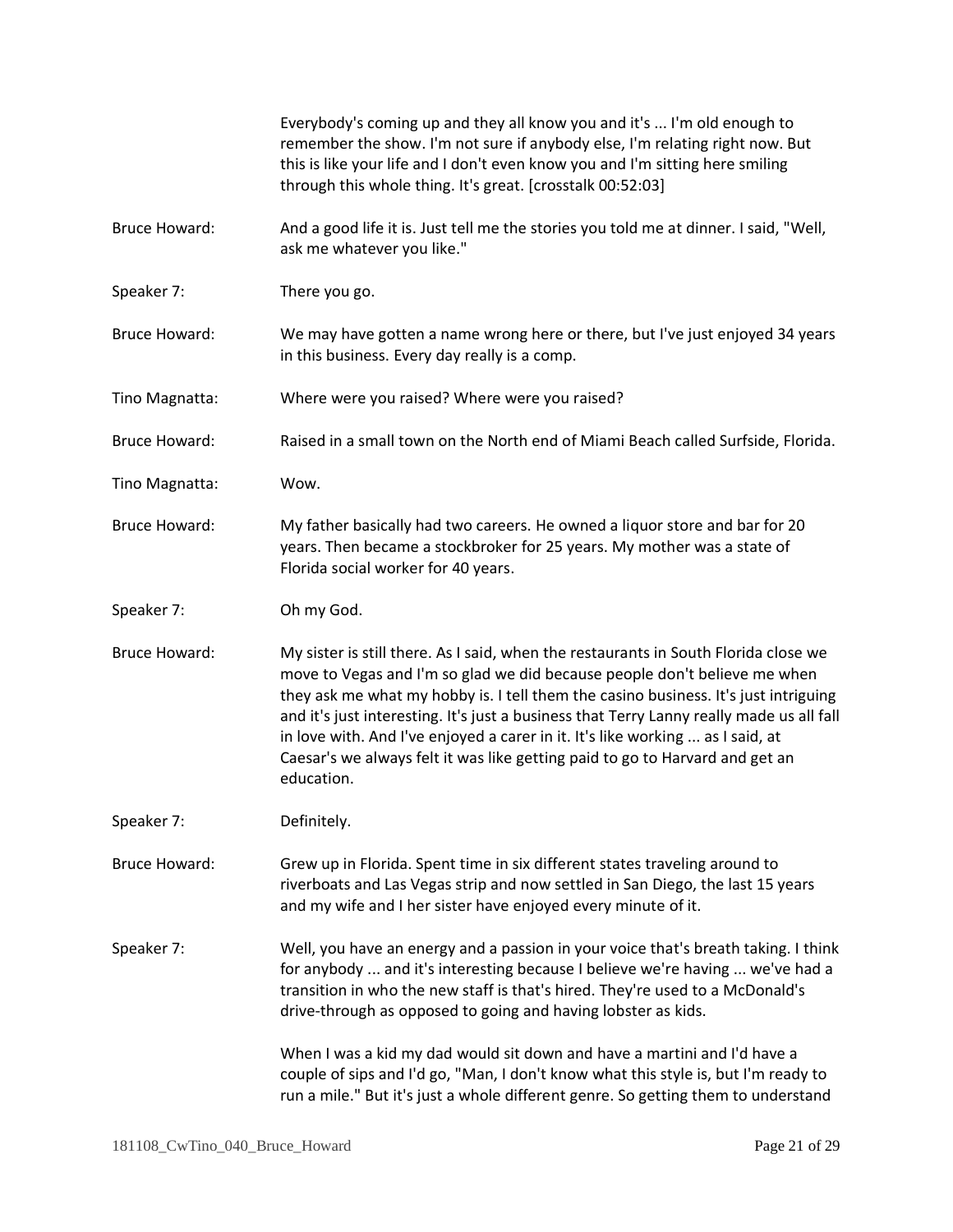Everybody's coming up and they all know you and it's ... I'm old enough to remember the show. I'm not sure if anybody else, I'm relating right now. But this is like your life and I don't even know you and I'm sitting here smiling through this whole thing. It's great. [crosstalk 00:52:03]

Bruce Howard: And a good life it is. Just tell me the stories you told me at dinner. I said, "Well, ask me whatever you like."

Speaker 7: There you go.

Bruce Howard: We may have gotten a name wrong here or there, but I've just enjoyed 34 years in this business. Every day really is a comp.

Tino Magnatta: Where were you raised? Where were you raised?

Bruce Howard: Raised in a small town on the North end of Miami Beach called Surfside, Florida.

Tino Magnatta: Wow.

Bruce Howard: My father basically had two careers. He owned a liquor store and bar for 20 years. Then became a stockbroker for 25 years. My mother was a state of Florida social worker for 40 years.

Speaker 7: Oh my God.

Bruce Howard: My sister is still there. As I said, when the restaurants in South Florida close we move to Vegas and I'm so glad we did because people don't believe me when they ask me what my hobby is. I tell them the casino business. It's just intriguing and it's just interesting. It's just a business that Terry Lanny really made us all fall in love with. And I've enjoyed a carer in it. It's like working ... as I said, at Caesar's we always felt it was like getting paid to go to Harvard and get an education.

Speaker 7: Definitely.

Bruce Howard: Grew up in Florida. Spent time in six different states traveling around to riverboats and Las Vegas strip and now settled in San Diego, the last 15 years and my wife and I her sister have enjoyed every minute of it.

Speaker 7: Well, you have an energy and a passion in your voice that's breath taking. I think for anybody ... and it's interesting because I believe we're having ... we've had a transition in who the new staff is that's hired. They're used to a McDonald's drive-through as opposed to going and having lobster as kids.

When I was a kid my dad would sit down and have a martini and I'd have a couple of sips and I'd go, "Man, I don't know what this style is, but I'm ready to run a mile." But it's just a whole different genre. So getting them to understand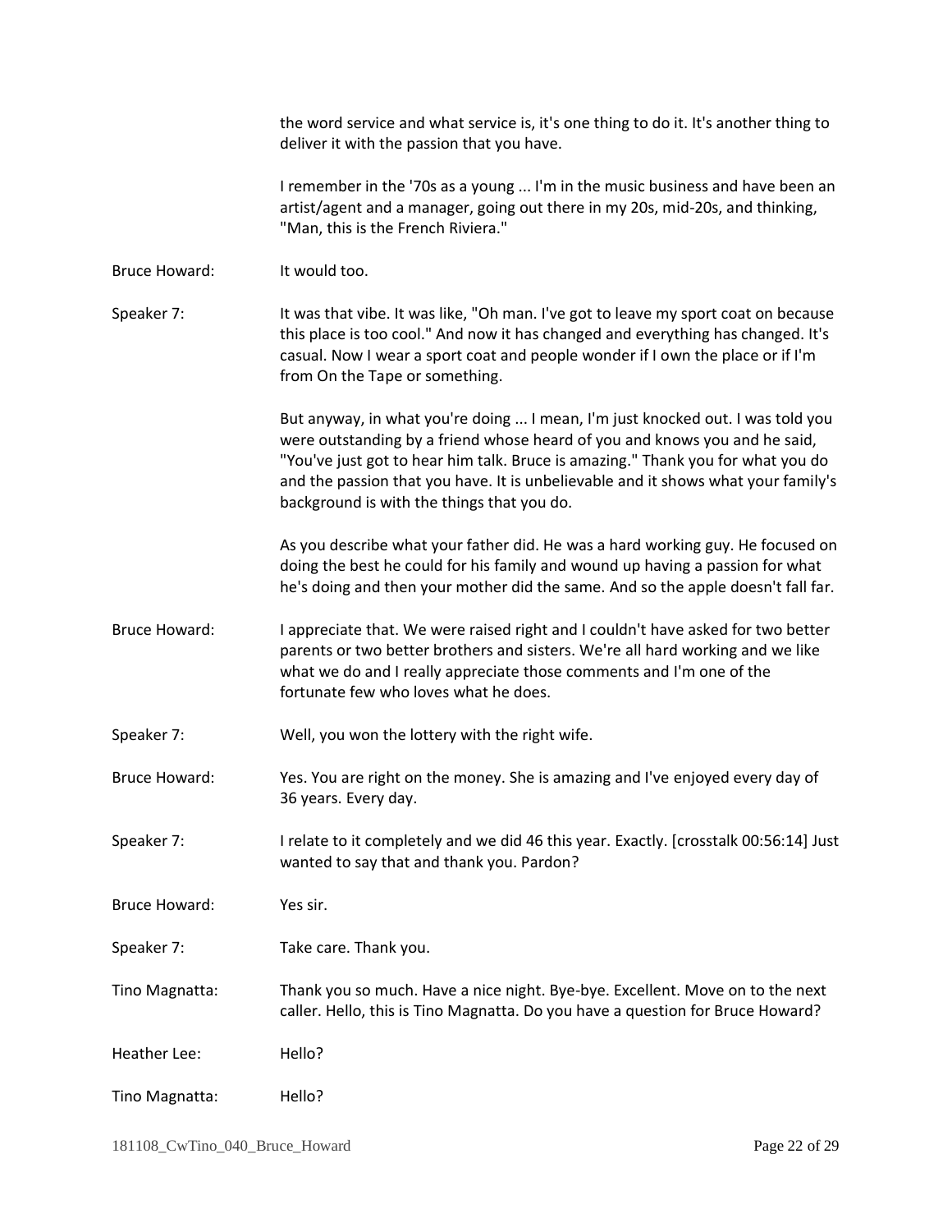the word service and what service is, it's one thing to do it. It's another thing to deliver it with the passion that you have.

I remember in the '70s as a young ... I'm in the music business and have been an artist/agent and a manager, going out there in my 20s, mid-20s, and thinking, "Man, this is the French Riviera."

Bruce Howard: It would too.

Speaker 7: It was that vibe. It was like, "Oh man. I've got to leave my sport coat on because this place is too cool." And now it has changed and everything has changed. It's casual. Now I wear a sport coat and people wonder if I own the place or if I'm from On the Tape or something.

But anyway, in what you're doing ... I mean, I'm just knocked out. I was told you were outstanding by a friend whose heard of you and knows you and he said, "You've just got to hear him talk. Bruce is amazing." Thank you for what you do and the passion that you have. It is unbelievable and it shows what your family's background is with the things that you do.

As you describe what your father did. He was a hard working guy. He focused on doing the best he could for his family and wound up having a passion for what he's doing and then your mother did the same. And so the apple doesn't fall far.

Bruce Howard: I appreciate that. We were raised right and I couldn't have asked for two better parents or two better brothers and sisters. We're all hard working and we like what we do and I really appreciate those comments and I'm one of the fortunate few who loves what he does.

Speaker 7: Well, you won the lottery with the right wife.

Bruce Howard: Yes. You are right on the money. She is amazing and I've enjoyed every day of 36 years. Every day.

Speaker 7: I relate to it completely and we did 46 this year. Exactly. [crosstalk 00:56:14] Just wanted to say that and thank you. Pardon?

Bruce Howard: Yes sir.

Speaker 7: Take care. Thank you.

Tino Magnatta: Thank you so much. Have a nice night. Bye-bye. Excellent. Move on to the next caller. Hello, this is Tino Magnatta. Do you have a question for Bruce Howard?

Heather Lee: Hello?

Tino Magnatta: Hello?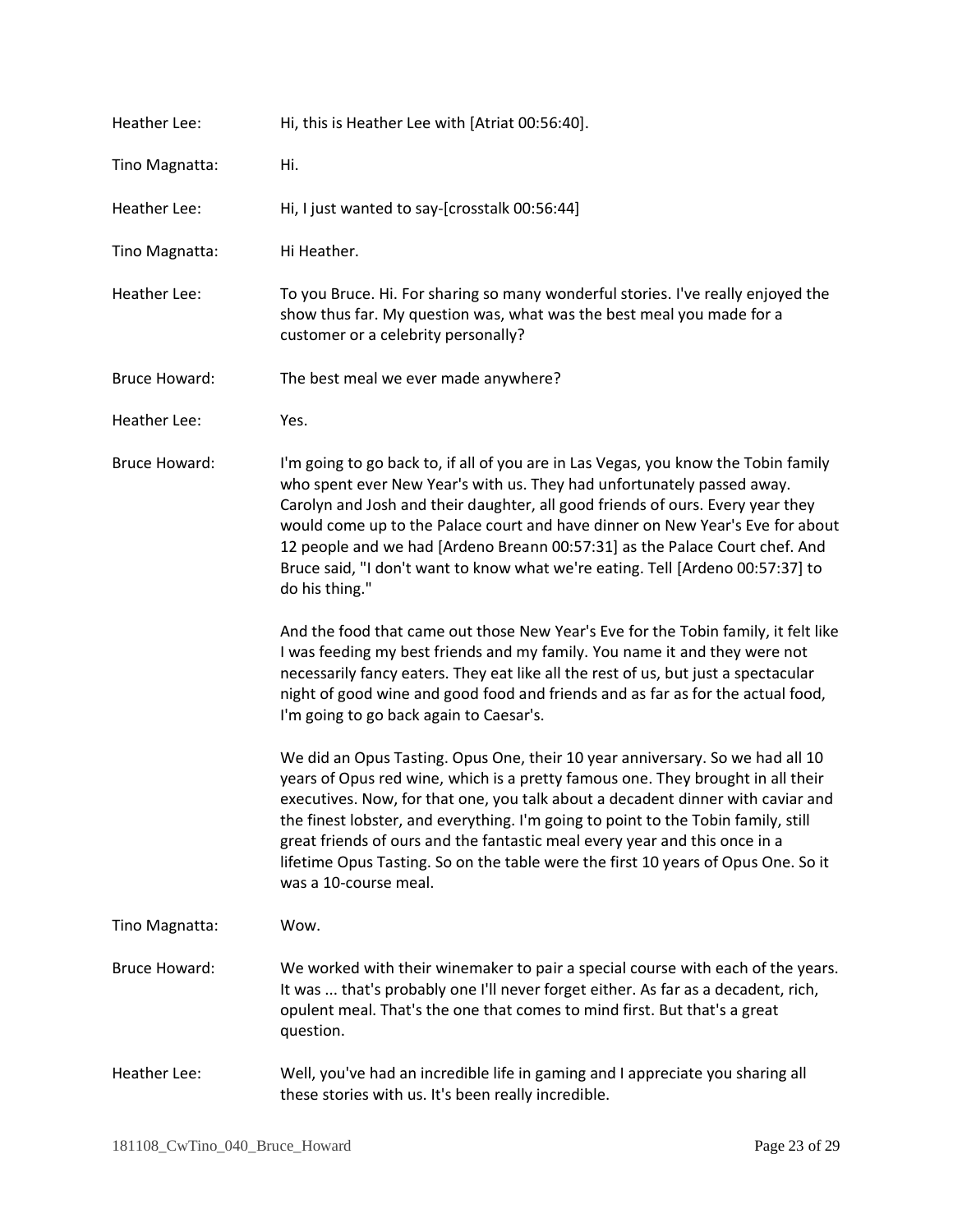**Heather Lee:** Hi, this is Heather Lee with [Atriat 00:56:40].

**Tino Magnatta:** Hi.

**Heather Lee:** Hi, I just wanted to say-[crosstalk 00:56:44]

**Tino Magnatta:** Hi Heather.

**Heather Lee:** To you Bruce. Hi. For sharing so many wonderful stories. I've really enjoyed the show thus far. My question was, what was the best meal you made for a customer or a celebrity personally?

**Bruce Howard:** The best meal we ever made anywhere?

**Heather Lee:** Yes.

**Bruce Howard:** I'm going to go back to, if all of you are in Las Vegas, you know the Tobin family who spent ever New Year's with us. They had unfortunately passed away. Carolyn and Josh and their daughter, all good friends of ours. Every year they would come up to the Palace court and have dinner on New Year's Eve for about 12 people and we had [Ardeno Breann 00:57:31] as the Palace Court chef. And Bruce said, "I don't want to know what we're eating. Tell [Ardeno 00:57:37] to do his thing."

And the food that came out those New Year's Eve for the Tobin family, it felt like I was feeding my best friends and my family. You name it and they were not necessarily fancy eaters. They eat like all the rest of us, but just a spectacular night of good wine and good food and friends and as far as for the actual food, I'm going to go back again to Caesar's.

We did an Opus Tasting. Opus One, their 10 year anniversary. So we had all 10 years of Opus red wine, which is a pretty famous one. They brought in all their executives. Now, for that one, you talk about a decadent dinner with caviar and the finest lobster, and everything. I'm going to point to the Tobin family, still great friends of ours and the fantastic meal every year and this once in a lifetime Opus Tasting. So on the table were the first 10 years of Opus One. So it was a 10-course meal.

**Tino Magnatta:** Wow.

**Bruce Howard:** We worked with their winemaker to pair a special course with each of the years. It was ... that's probably one I'll never forget either. As far as a decadent, rich, opulent meal. That's the one that comes to mind first. But that's a great question.

**Heather Lee:** Well, you've had an incredible life in gaming and I appreciate you sharing all these stories with us. It's been really incredible.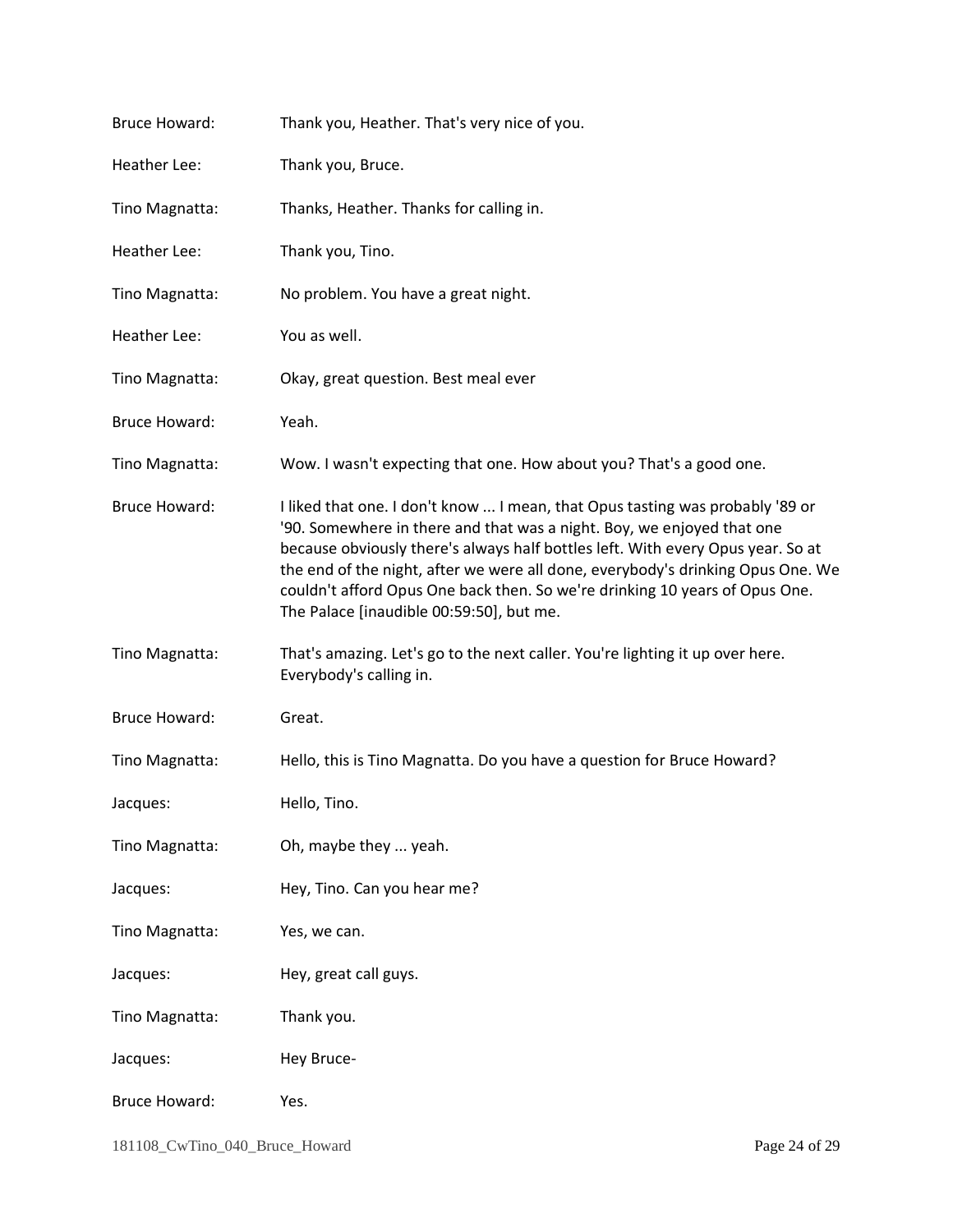Bruce Howard: Thank you, Heather. That's very nice of you.

Heather Lee: Thank you, Bruce.

Tino Magnatta: Thanks, Heather. Thanks for calling in.

Heather Lee: Thank you, Tino.

Tino Magnatta: No problem. You have a great night.

Heather Lee: You as well.

Tino Magnatta: Okay, great question. Best meal ever

Bruce Howard: Yeah.

Tino Magnatta: Wow. I wasn't expecting that one. How about you? That's a good one.

Bruce Howard: I liked that one. I don't know ... I mean, that Opus tasting was probably '89 or '90. Somewhere in there and that was a night. Boy, we enjoyed that one because obviously there's always half bottles left. With every Opus year. So at the end of the night, after we were all done, everybody's drinking Opus One. We couldn't afford Opus One back then. So we're drinking 10 years of Opus One. The Palace [inaudible 00:59:50], but me.

Tino Magnatta: That's amazing. Let's go to the next caller. You're lighting it up over here. Everybody's calling in.

Bruce Howard: Great.

Tino Magnatta: Hello, this is Tino Magnatta. Do you have a question for Bruce Howard?

Jacques: Hello, Tino.

Tino Magnatta: Oh, maybe they ... yeah.

Jacques: Hey, Tino. Can you hear me?

Tino Magnatta: Yes, we can.

Jacques: Hey, great call guys.

Tino Magnatta: Thank you.

Jacques: Hey Bruce-

Bruce Howard: Yes.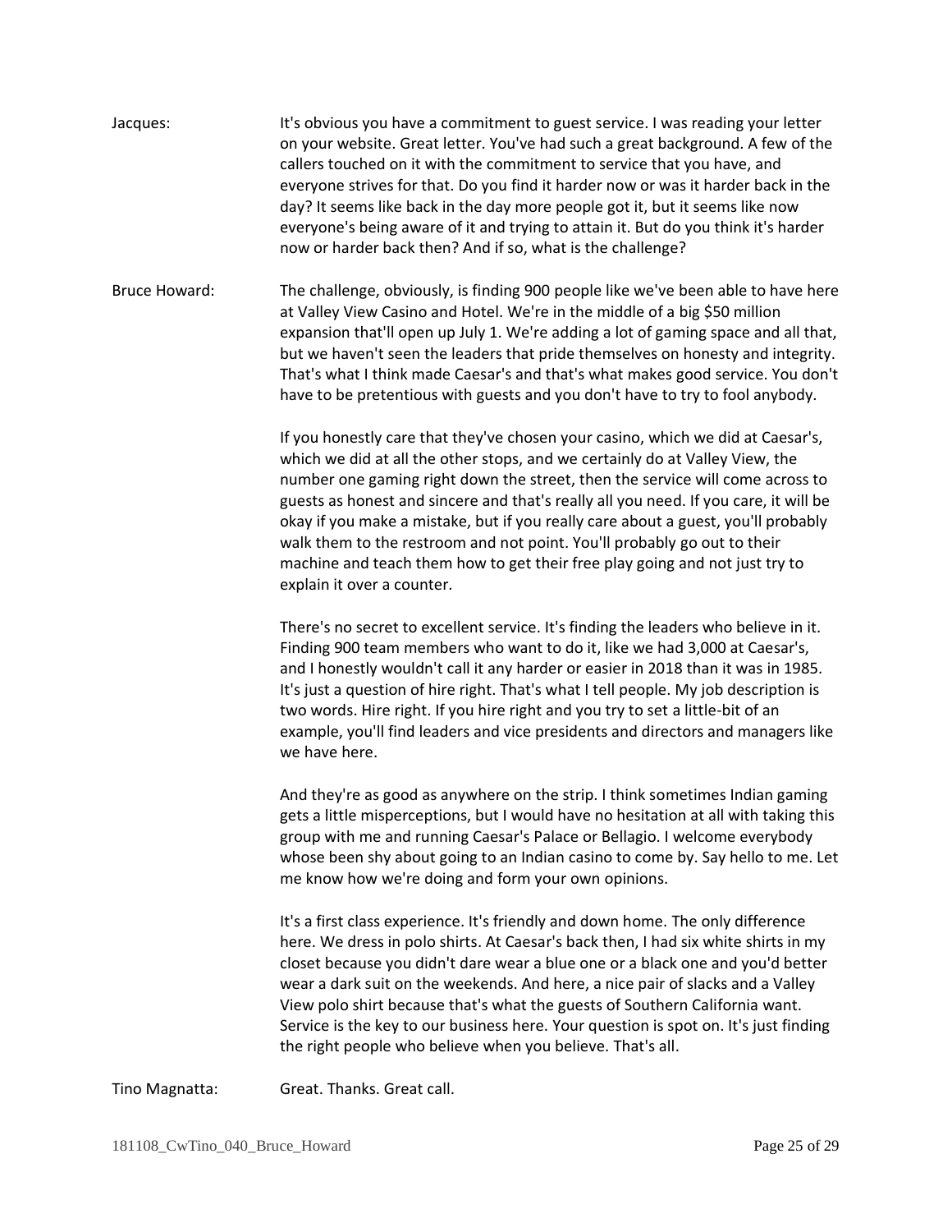Jacques: It's obvious you have a commitment to guest service. I was reading your letter on your website. Great letter. You've had such a great background. A few of the callers touched on it with the commitment to service that you have, and everyone strives for that. Do you find it harder now or was it harder back in the day? It seems like back in the day more people got it, but it seems like now everyone's being aware of it and trying to attain it. But do you think it's harder now or harder back then? And if so, what is the challenge?

Bruce Howard: The challenge, obviously, is finding 900 people like we've been able to have here at Valley View Casino and Hotel. We're in the middle of a big $50 million expansion that'll open up July 1. We're adding a lot of gaming space and all that, but we haven't seen the leaders that pride themselves on honesty and integrity. That's what I think made Caesar's and that's what makes good service. You don't have to be pretentious with guests and you don't have to try to fool anybody.

If you honestly care that they've chosen your casino, which we did at Caesar's, which we did at all the other stops, and we certainly do at Valley View, the number one gaming right down the street, then the service will come across to guests as honest and sincere and that's really all you need. If you care, it will be okay if you make a mistake, but if you really care about a guest, you'll probably walk them to the restroom and not point. You'll probably go out to their machine and teach them how to get their free play going and not just try to explain it over a counter.

There's no secret to excellent service. It's finding the leaders who believe in it. Finding 900 team members who want to do it, like we had 3,000 at Caesar's, and I honestly wouldn't call it any harder or easier in 2018 than it was in 1985. It's just a question of hire right. That's what I tell people. My job description is two words. Hire right. If you hire right and you try to set a little-bit of an example, you'll find leaders and vice presidents and directors and managers like we have here.

And they're as good as anywhere on the strip. I think sometimes Indian gaming gets a little misperceptions, but I would have no hesitation at all with taking this group with me and running Caesar's Palace or Bellagio. I welcome everybody whose been shy about going to an Indian casino to come by. Say hello to me. Let me know how we're doing and form your own opinions.

It's a first class experience. It's friendly and down home. The only difference here. We dress in polo shirts. At Caesar's back then, I had six white shirts in my closet because you didn't dare wear a blue one or a black one and you'd better wear a dark suit on the weekends. And here, a nice pair of slacks and a Valley View polo shirt because that's what the guests of Southern California want. Service is the key to our business here. Your question is spot on. It's just finding the right people who believe when you believe. That's all.

Tino Magnatta: Great. Thanks. Great call.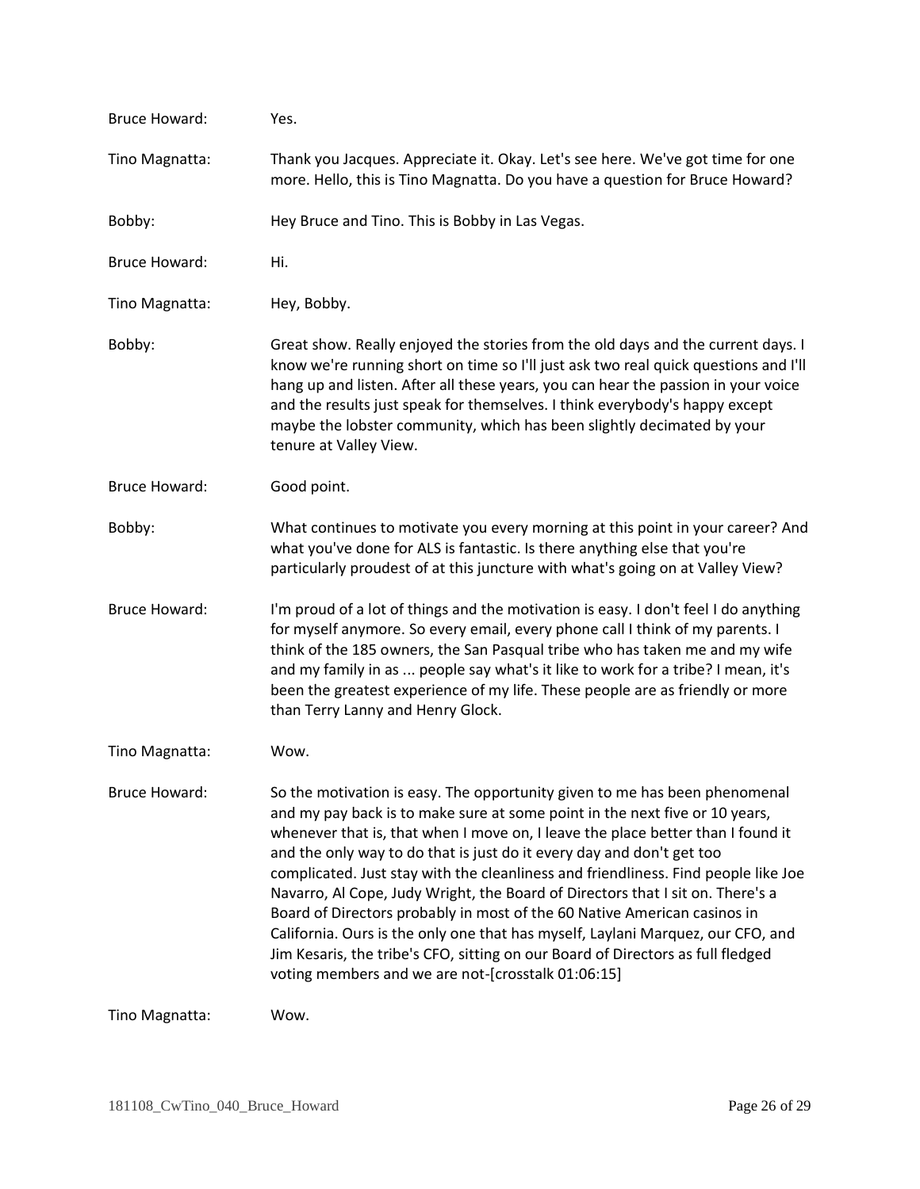Bruce Howard: Yes.

Tino Magnatta: Thank you Jacques. Appreciate it. Okay. Let's see here. We've got time for one more. Hello, this is Tino Magnatta. Do you have a question for Bruce Howard?

Bobby: Hey Bruce and Tino. This is Bobby in Las Vegas.

Bruce Howard: Hi.

Tino Magnatta: Hey, Bobby.

Bobby: Great show. Really enjoyed the stories from the old days and the current days. I know we're running short on time so I'll just ask two real quick questions and I'll hang up and listen. After all these years, you can hear the passion in your voice and the results just speak for themselves. I think everybody's happy except maybe the lobster community, which has been slightly decimated by your tenure at Valley View.

Bruce Howard: Good point.

Bobby: What continues to motivate you every morning at this point in your career? And what you've done for ALS is fantastic. Is there anything else that you're particularly proudest of at this juncture with what's going on at Valley View?

Bruce Howard: I'm proud of a lot of things and the motivation is easy. I don't feel I do anything for myself anymore. So every email, every phone call I think of my parents. I think of the 185 owners, the San Pasqual tribe who has taken me and my wife and my family in as ... people say what's it like to work for a tribe? I mean, it's been the greatest experience of my life. These people are as friendly or more than Terry Lanny and Henry Glock.

Tino Magnatta: Wow.

Bruce Howard: So the motivation is easy. The opportunity given to me has been phenomenal and my pay back is to make sure at some point in the next five or 10 years, whenever that is, that when I move on, I leave the place better than I found it and the only way to do that is just do it every day and don't get too complicated. Just stay with the cleanliness and friendliness. Find people like Joe Navarro, Al Cope, Judy Wright, the Board of Directors that I sit on. There's a Board of Directors probably in most of the 60 Native American casinos in California. Ours is the only one that has myself, Laylani Marquez, our CFO, and Jim Kesaris, the tribe's CFO, sitting on our Board of Directors as full fledged voting members and we are not-[crosstalk 01:06:15]

Tino Magnatta: Wow.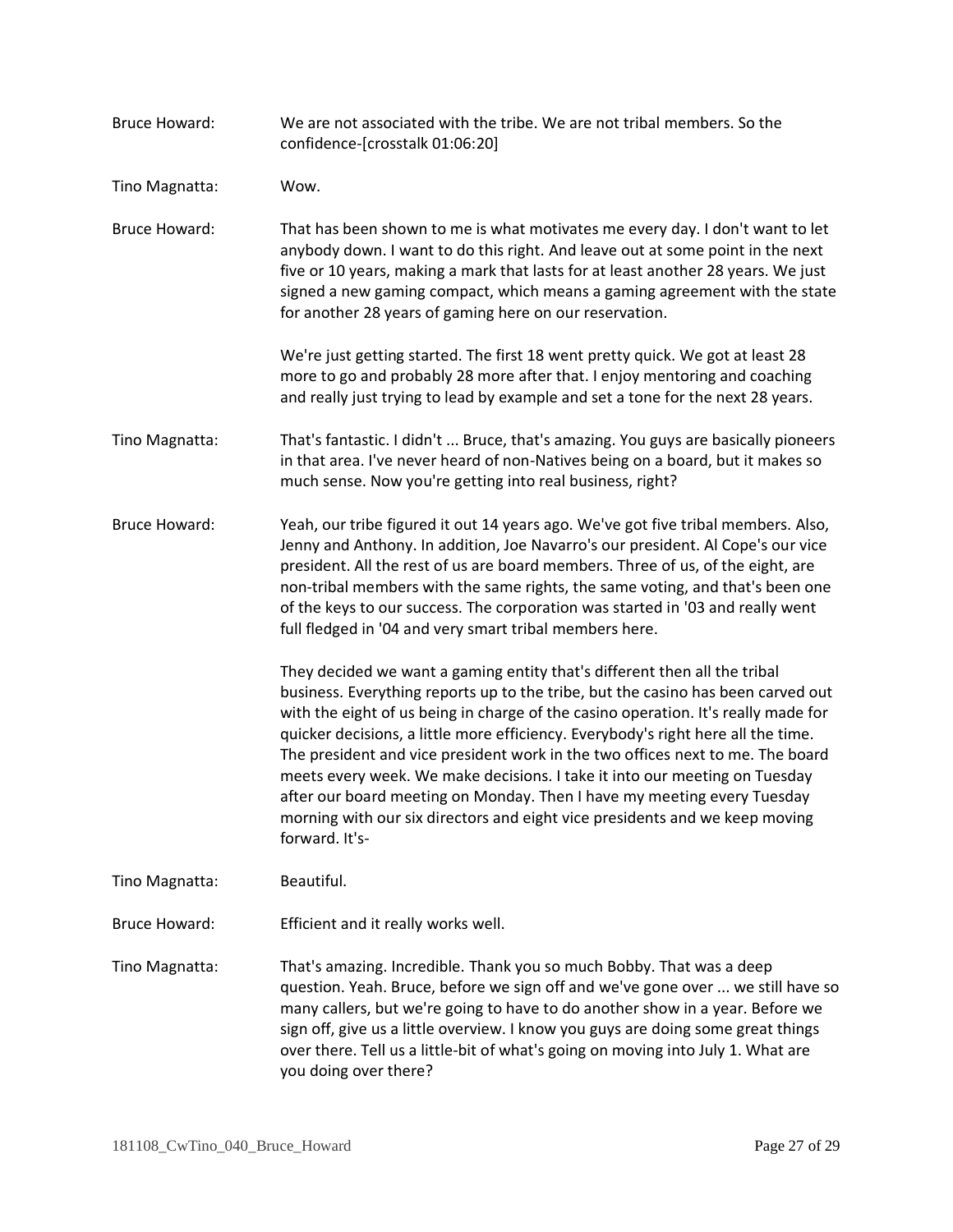Bruce Howard: We are not associated with the tribe. We are not tribal members. So the confidence-[crosstalk 01:06:20]

Tino Magnatta: Wow.

Bruce Howard: That has been shown to me is what motivates me every day. I don't want to let anybody down. I want to do this right. And leave out at some point in the next five or 10 years, making a mark that lasts for at least another 28 years. We just signed a new gaming compact, which means a gaming agreement with the state for another 28 years of gaming here on our reservation.

We're just getting started. The first 18 went pretty quick. We got at least 28 more to go and probably 28 more after that. I enjoy mentoring and coaching and really just trying to lead by example and set a tone for the next 28 years.

Tino Magnatta: That's fantastic. I didn't ... Bruce, that's amazing. You guys are basically pioneers in that area. I've never heard of non-Natives being on a board, but it makes so much sense. Now you're getting into real business, right?

Bruce Howard: Yeah, our tribe figured it out 14 years ago. We've got five tribal members. Also, Jenny and Anthony. In addition, Joe Navarro's our president. Al Cope's our vice president. All the rest of us are board members. Three of us, of the eight, are non-tribal members with the same rights, the same voting, and that's been one of the keys to our success. The corporation was started in '03 and really went full fledged in '04 and very smart tribal members here.

They decided we want a gaming entity that's different then all the tribal business. Everything reports up to the tribe, but the casino has been carved out with the eight of us being in charge of the casino operation. It's really made for quicker decisions, a little more efficiency. Everybody's right here all the time. The president and vice president work in the two offices next to me. The board meets every week. We make decisions. I take it into our meeting on Tuesday after our board meeting on Monday. Then I have my meeting every Tuesday morning with our six directors and eight vice presidents and we keep moving forward. It's-

Tino Magnatta: Beautiful.

Bruce Howard: Efficient and it really works well.

Tino Magnatta: That's amazing. Incredible. Thank you so much Bobby. That was a deep question. Yeah. Bruce, before we sign off and we've gone over ... we still have so many callers, but we're going to have to do another show in a year. Before we sign off, give us a little overview. I know you guys are doing some great things over there. Tell us a little-bit of what's going on moving into July 1. What are you doing over there?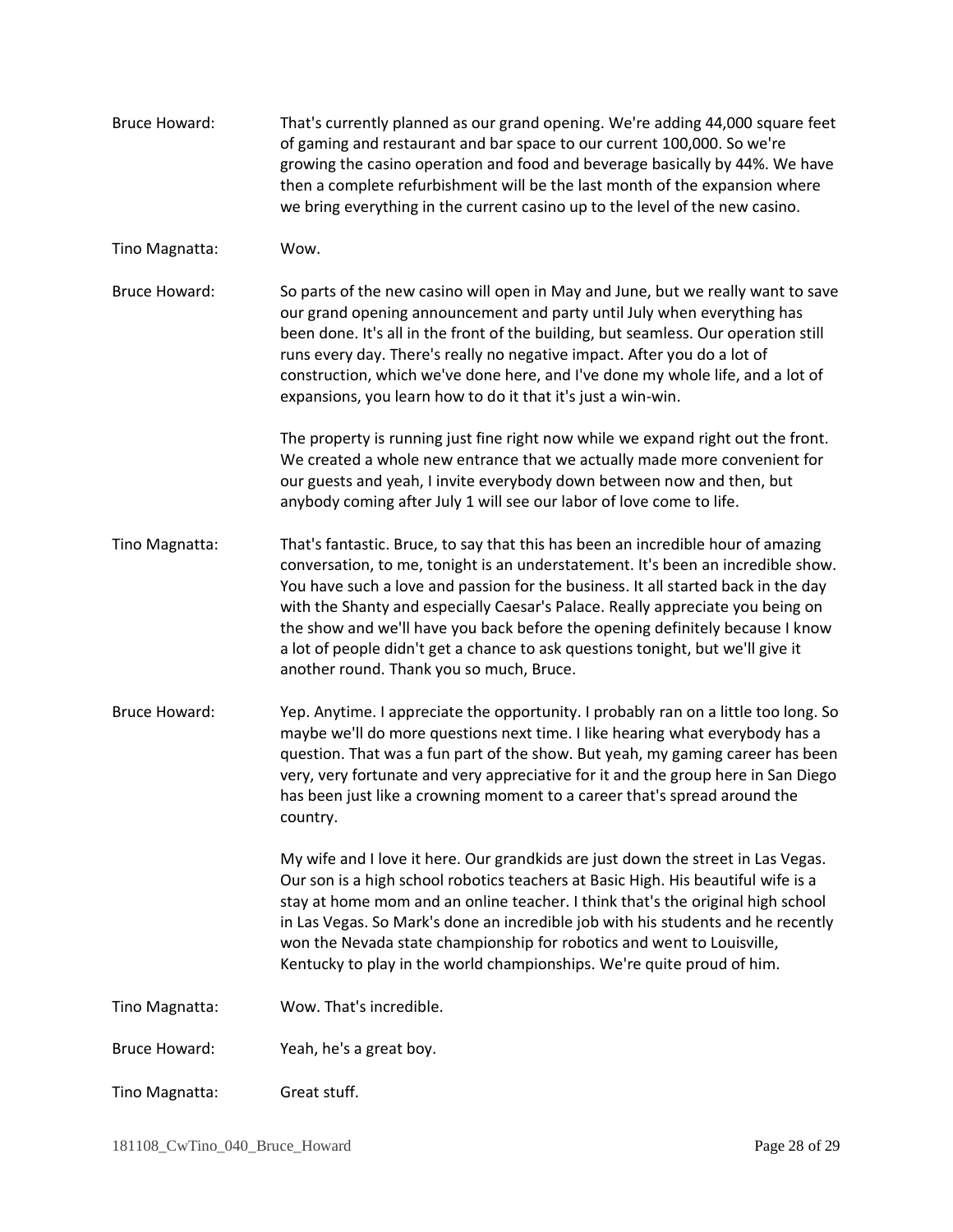Bruce Howard: That's currently planned as our grand opening. We're adding 44,000 square feet of gaming and restaurant and bar space to our current 100,000. So we're growing the casino operation and food and beverage basically by 44%. We have then a complete refurbishment will be the last month of the expansion where we bring everything in the current casino up to the level of the new casino.

Tino Magnatta: Wow.

Bruce Howard: So parts of the new casino will open in May and June, but we really want to save our grand opening announcement and party until July when everything has been done. It's all in the front of the building, but seamless. Our operation still runs every day. There's really no negative impact. After you do a lot of construction, which we've done here, and I've done my whole life, and a lot of expansions, you learn how to do it that it's just a win-win.

The property is running just fine right now while we expand right out the front. We created a whole new entrance that we actually made more convenient for our guests and yeah, I invite everybody down between now and then, but anybody coming after July 1 will see our labor of love come to life.

Tino Magnatta: That's fantastic. Bruce, to say that this has been an incredible hour of amazing conversation, to me, tonight is an understatement. It's been an incredible show. You have such a love and passion for the business. It all started back in the day with the Shanty and especially Caesar's Palace. Really appreciate you being on the show and we'll have you back before the opening definitely because I know a lot of people didn't get a chance to ask questions tonight, but we'll give it another round. Thank you so much, Bruce.

Bruce Howard: Yep. Anytime. I appreciate the opportunity. I probably ran on a little too long. So maybe we'll do more questions next time. I like hearing what everybody has a question. That was a fun part of the show. But yeah, my gaming career has been very, very fortunate and very appreciative for it and the group here in San Diego has been just like a crowning moment to a career that's spread around the country.

My wife and I love it here. Our grandkids are just down the street in Las Vegas. Our son is a high school robotics teachers at Basic High. His beautiful wife is a stay at home mom and an online teacher. I think that's the original high school in Las Vegas. So Mark's done an incredible job with his students and he recently won the Nevada state championship for robotics and went to Louisville, Kentucky to play in the world championships. We're quite proud of him.

Tino Magnatta: Wow. That's incredible.

Bruce Howard: Yeah, he's a great boy.

Tino Magnatta: Great stuff.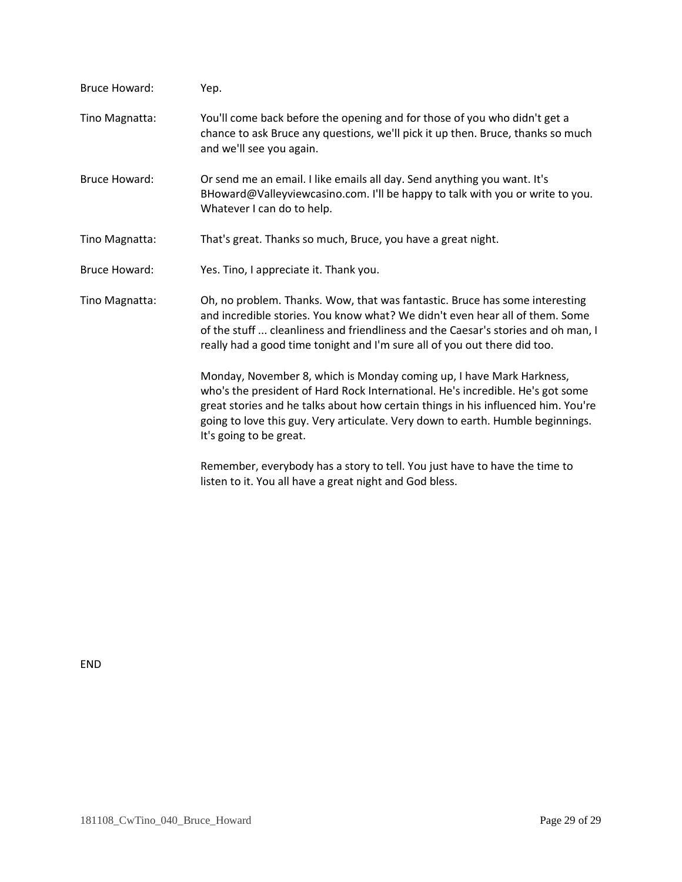Bruce Howard: Yep.

Tino Magnatta: You'll come back before the opening and for those of you who didn't get a chance to ask Bruce any questions, we'll pick it up then. Bruce, thanks so much and we'll see you again.

Bruce Howard: Or send me an email. I like emails all day. Send anything you want. It's BHoward@Valleyviewcasino.com. I'll be happy to talk with you or write to you. Whatever I can do to help.

Tino Magnatta: That's great. Thanks so much, Bruce, you have a great night.

Bruce Howard: Yes. Tino, I appreciate it. Thank you.

Tino Magnatta: Oh, no problem. Thanks. Wow, that was fantastic. Bruce has some interesting and incredible stories. You know what? We didn't even hear all of them. Some of the stuff ... cleanliness and friendliness and the Caesar's stories and oh man, I really had a good time tonight and I'm sure all of you out there did too.

Monday, November 8, which is Monday coming up, I have Mark Harkness, who's the president of Hard Rock International. He's incredible. He's got some great stories and he talks about how certain things in his influenced him. You're going to love this guy. Very articulate. Very down to earth. Humble beginnings. It's going to be great.

Remember, everybody has a story to tell. You just have to have the time to listen to it. You all have a great night and God bless.

END